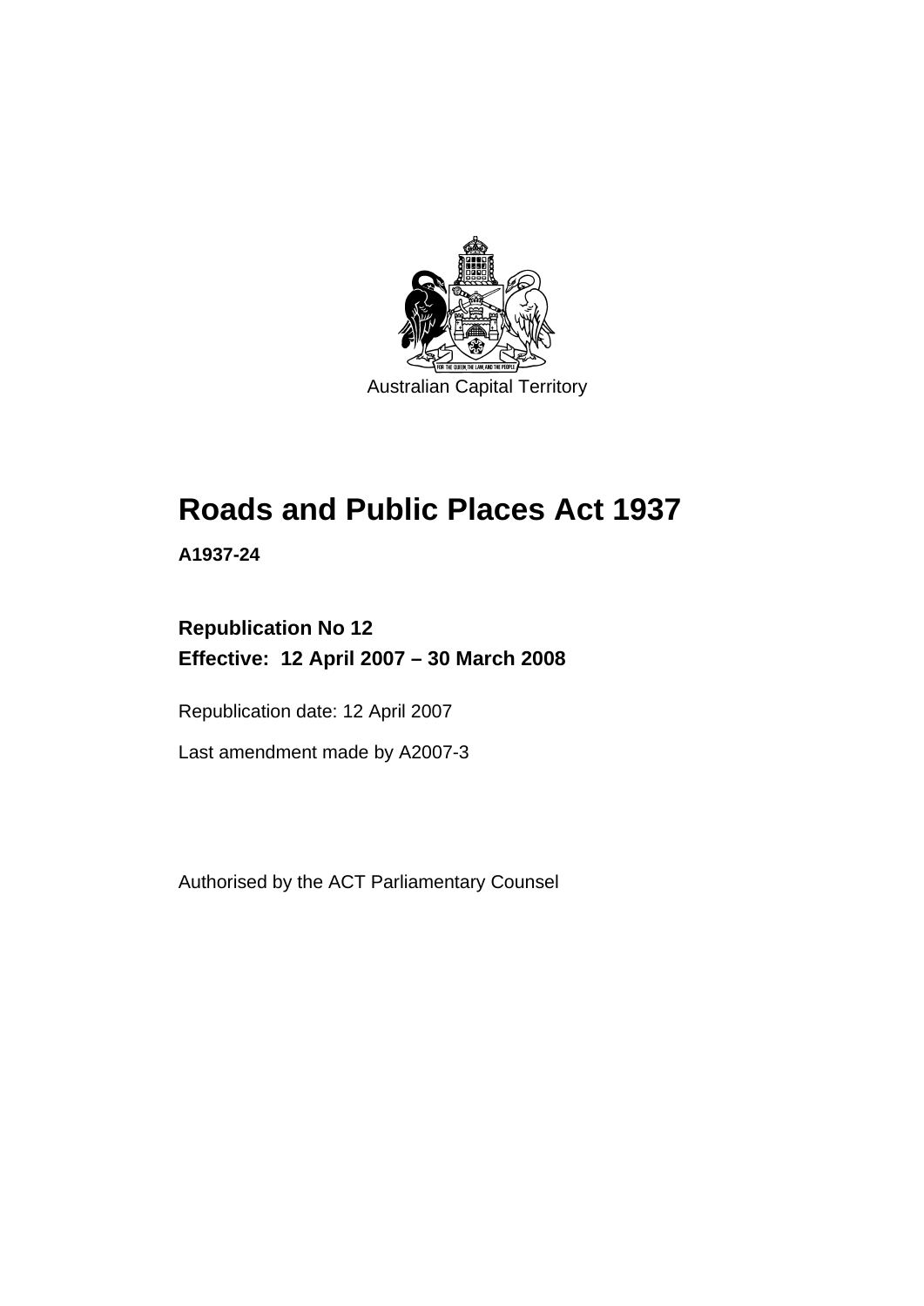Australian Capital Territory

# Roads and Public Places Act 1937

**A1937-24**

**Republication No 12**
**Effective: 12 April 2007 – 30 March 2008**

Republication date: 12 April 2007

Last amendment made by A2007-3

Authorised by the ACT Parliamentary Counsel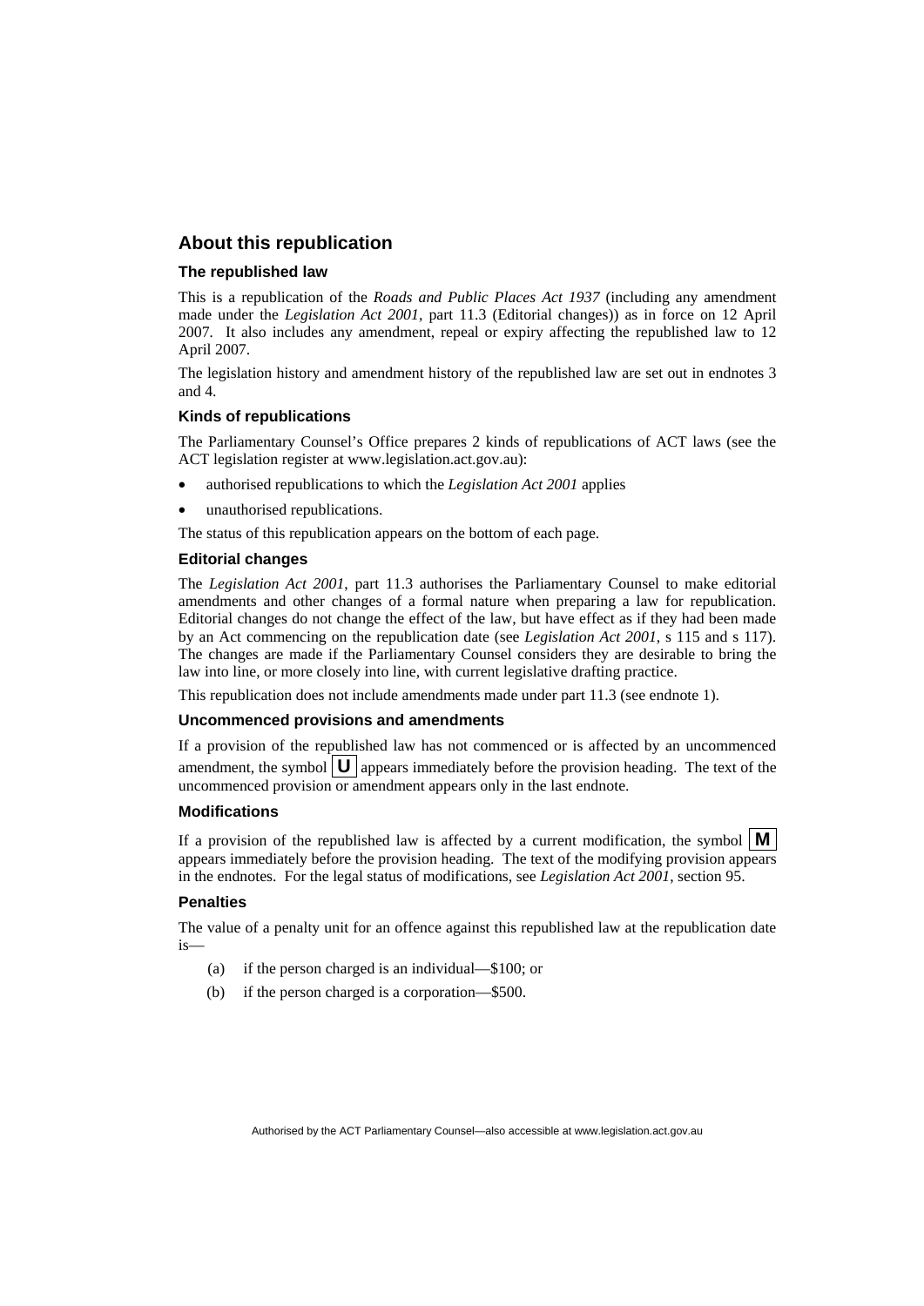## About this republication

### The republished law

This is a republication of the *Roads and Public Places Act 1937* (including any amendment made under the *Legislation Act 2001*, part 11.3 (Editorial changes)) as in force on 12 April 2007. It also includes any amendment, repeal or expiry affecting the republished law to 12 April 2007.

The legislation history and amendment history of the republished law are set out in endnotes 3 and 4.

### Kinds of republications

The Parliamentary Counsel's Office prepares 2 kinds of republications of ACT laws (see the ACT legislation register at www.legislation.act.gov.au):

- authorised republications to which the *Legislation Act 2001* applies
- unauthorised republications.

The status of this republication appears on the bottom of each page.

### Editorial changes

The *Legislation Act 2001*, part 11.3 authorises the Parliamentary Counsel to make editorial amendments and other changes of a formal nature when preparing a law for republication. Editorial changes do not change the effect of the law, but have effect as if they had been made by an Act commencing on the republication date (see *Legislation Act 2001*, s 115 and s 117). The changes are made if the Parliamentary Counsel considers they are desirable to bring the law into line, or more closely into line, with current legislative drafting practice.

This republication does not include amendments made under part 11.3 (see endnote 1).

### Uncommenced provisions and amendments

If a provision of the republished law has not commenced or is affected by an uncommenced amendment, the symbol **U** appears immediately before the provision heading. The text of the uncommenced provision or amendment appears only in the last endnote.

### Modifications

If a provision of the republished law is affected by a current modification, the symbol **M** appears immediately before the provision heading. The text of the modifying provision appears in the endnotes. For the legal status of modifications, see *Legislation Act 2001*, section 95.

### Penalties

The value of a penalty unit for an offence against this republished law at the republication date is—

(a) if the person charged is an individual—$100; or

(b) if the person charged is a corporation—$500.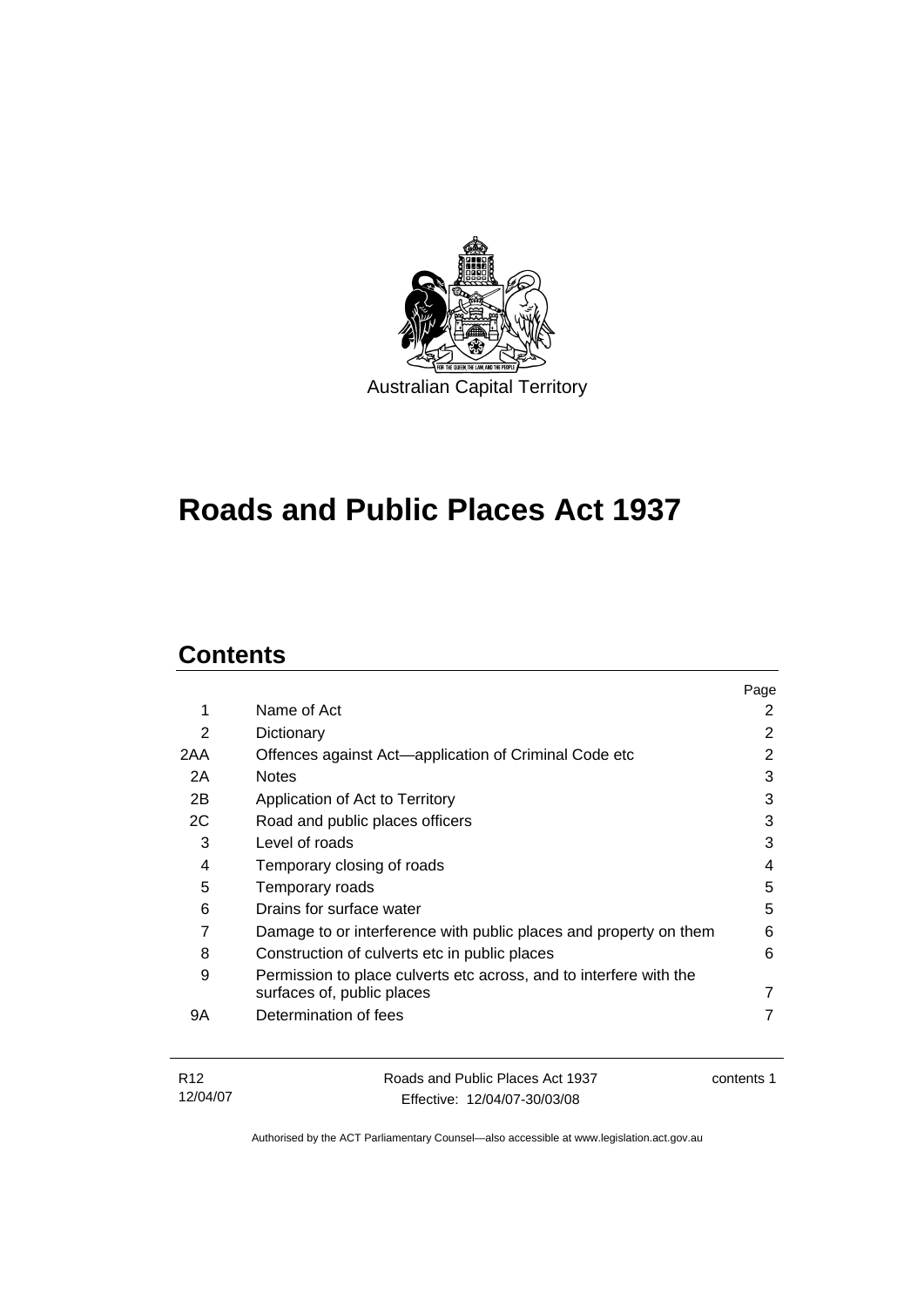Australian Capital Territory

# Roads and Public Places Act 1937

## Contents

| | | Page |
|---|---|---|
| 1 | Name of Act | 2 |
| 2 | Dictionary | 2 |
| 2AA | Offences against Act—application of Criminal Code etc | 2 |
| 2A | Notes | 3 |
| 2B | Application of Act to Territory | 3 |
| 2C | Road and public places officers | 3 |
| 3 | Level of roads | 3 |
| 4 | Temporary closing of roads | 4 |
| 5 | Temporary roads | 5 |
| 6 | Drains for surface water | 5 |
| 7 | Damage to or interference with public places and property on them | 6 |
| 8 | Construction of culverts etc in public places | 6 |
| 9 | Permission to place culverts etc across, and to interfere with the surfaces of, public places | 7 |
| 9A | Determination of fees | 7 |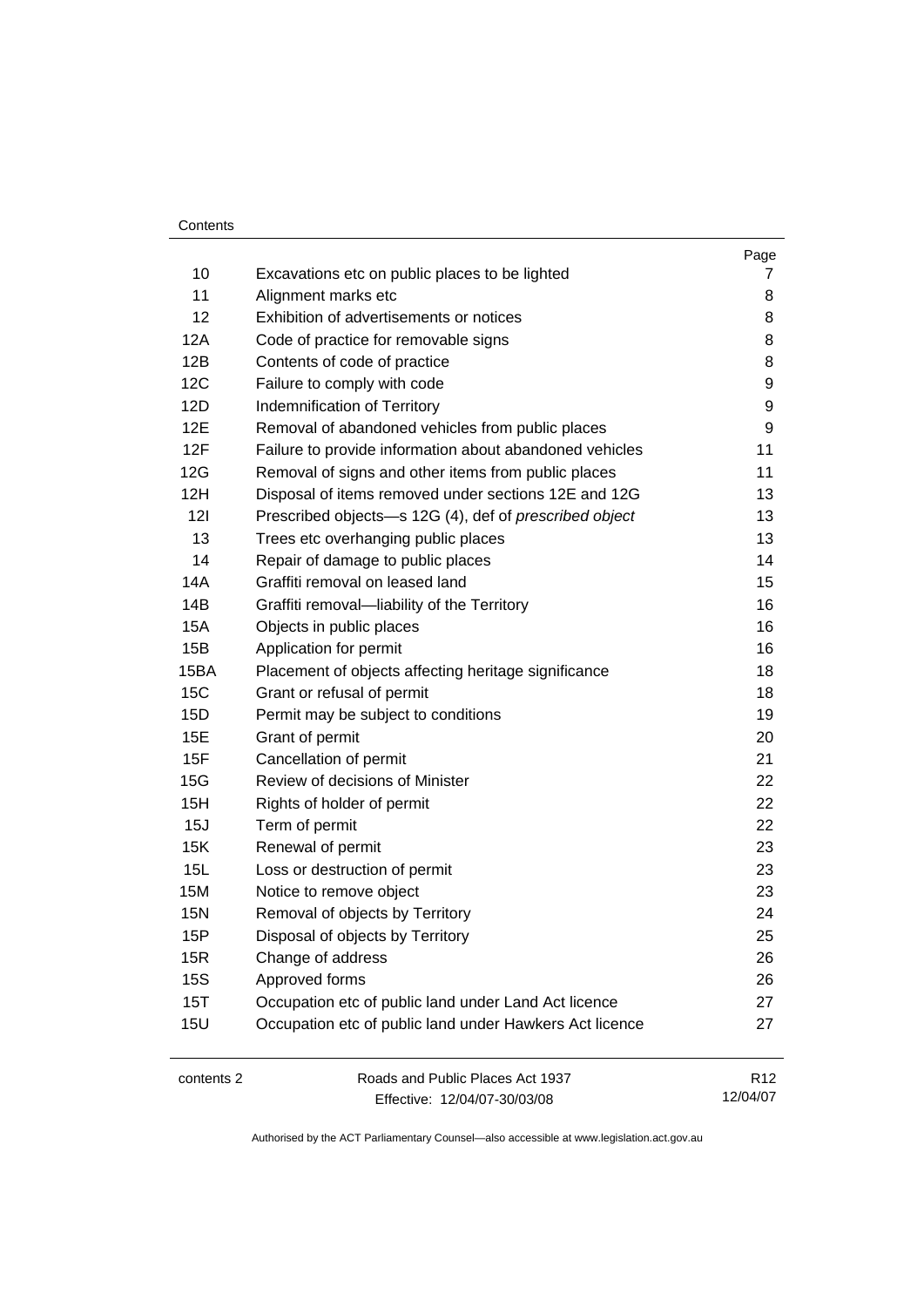| | | Page |
|---|---|---|
| 10 | Excavations etc on public places to be lighted | 7 |
| 11 | Alignment marks etc | 8 |
| 12 | Exhibition of advertisements or notices | 8 |
| 12A | Code of practice for removable signs | 8 |
| 12B | Contents of code of practice | 8 |
| 12C | Failure to comply with code | 9 |
| 12D | Indemnification of Territory | 9 |
| 12E | Removal of abandoned vehicles from public places | 9 |
| 12F | Failure to provide information about abandoned vehicles | 11 |
| 12G | Removal of signs and other items from public places | 11 |
| 12H | Disposal of items removed under sections 12E and 12G | 13 |
| 12I | Prescribed objects—s 12G (4), def of *prescribed object* | 13 |
| 13 | Trees etc overhanging public places | 13 |
| 14 | Repair of damage to public places | 14 |
| 14A | Graffiti removal on leased land | 15 |
| 14B | Graffiti removal—liability of the Territory | 16 |
| 15A | Objects in public places | 16 |
| 15B | Application for permit | 16 |
| 15BA | Placement of objects affecting heritage significance | 18 |
| 15C | Grant or refusal of permit | 18 |
| 15D | Permit may be subject to conditions | 19 |
| 15E | Grant of permit | 20 |
| 15F | Cancellation of permit | 21 |
| 15G | Review of decisions of Minister | 22 |
| 15H | Rights of holder of permit | 22 |
| 15J | Term of permit | 22 |
| 15K | Renewal of permit | 23 |
| 15L | Loss or destruction of permit | 23 |
| 15M | Notice to remove object | 23 |
| 15N | Removal of objects by Territory | 24 |
| 15P | Disposal of objects by Territory | 25 |
| 15R | Change of address | 26 |
| 15S | Approved forms | 26 |
| 15T | Occupation etc of public land under Land Act licence | 27 |
| 15U | Occupation etc of public land under Hawkers Act licence | 27 |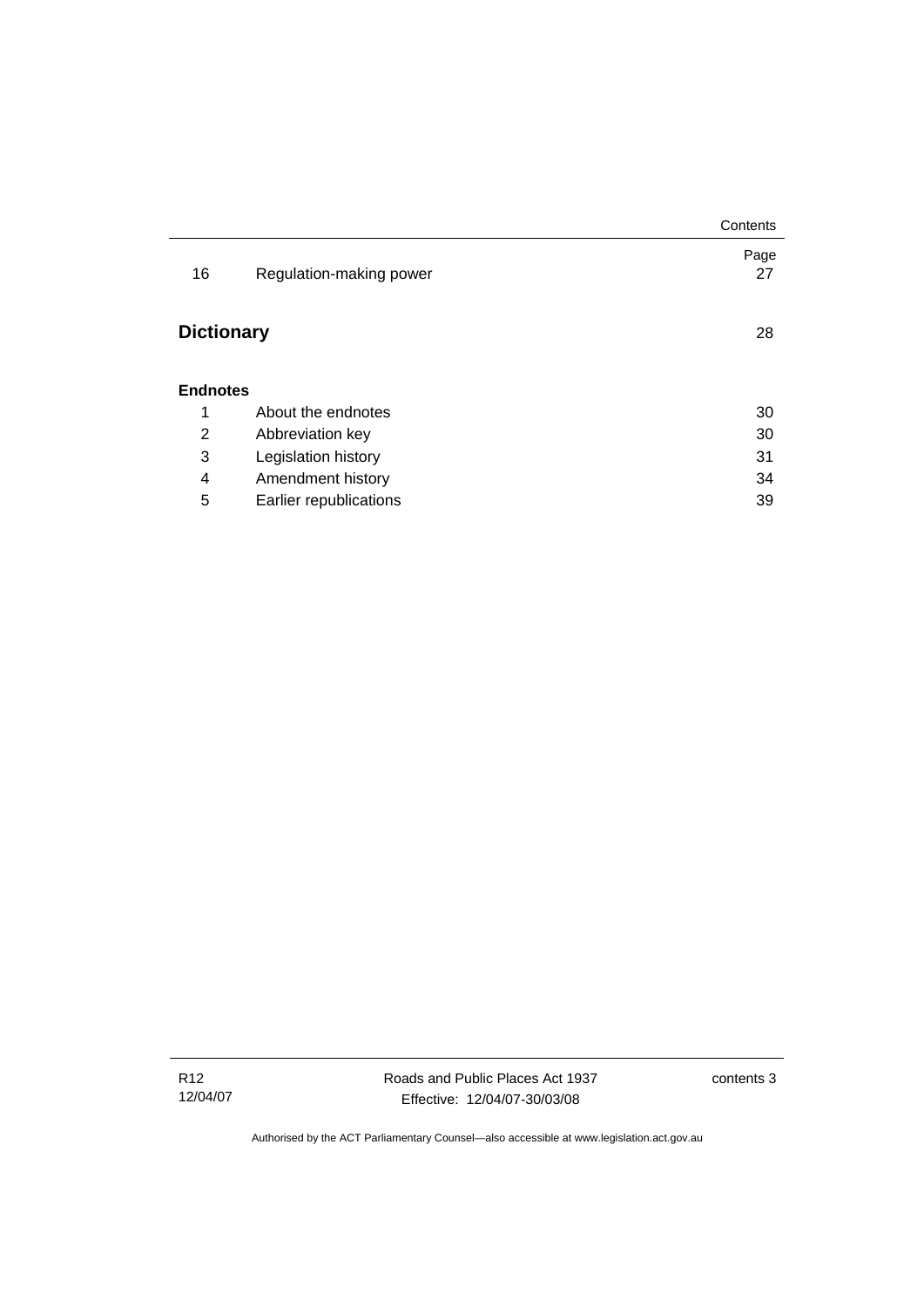| | | Page |
|---|---|---|
| 16 | Regulation-making power | 27 |

**Dictionary** 28

**Endnotes**

| | | |
|---|---|---|
| 1 | About the endnotes | 30 |
| 2 | Abbreviation key | 30 |
| 3 | Legislation history | 31 |
| 4 | Amendment history | 34 |
| 5 | Earlier republications | 39 |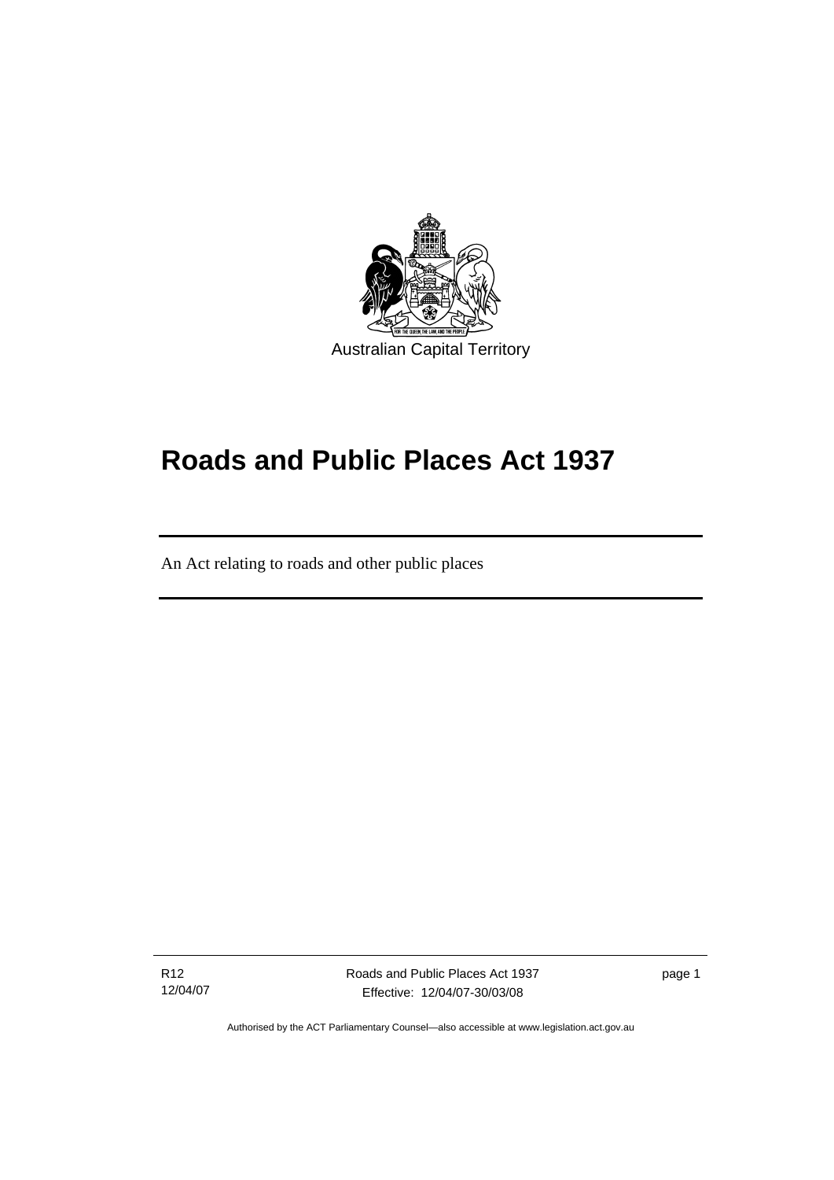Australian Capital Territory

# Roads and Public Places Act 1937

An Act relating to roads and other public places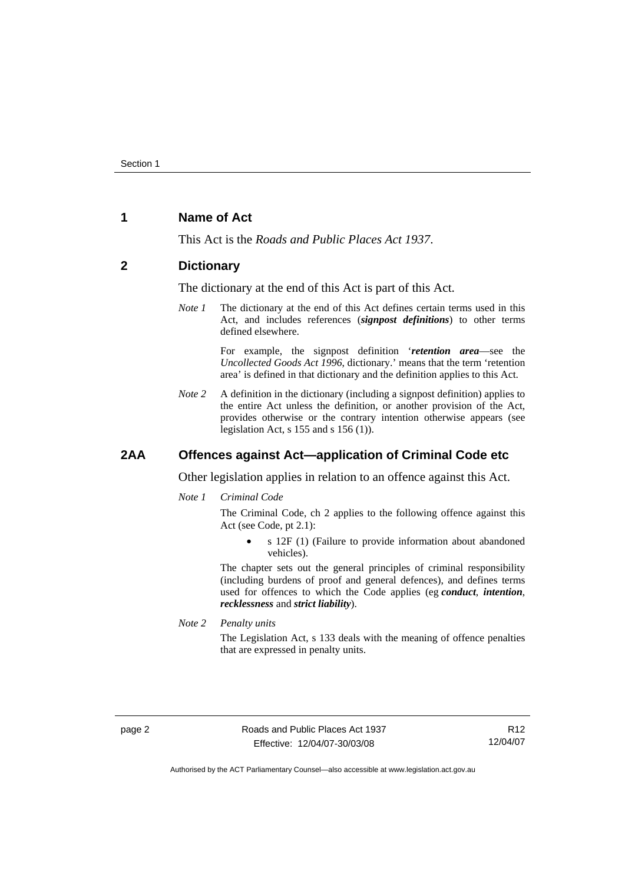## 1 Name of Act

This Act is the *Roads and Public Places Act 1937*.

## 2 Dictionary

The dictionary at the end of this Act is part of this Act.

*Note 1* The dictionary at the end of this Act defines certain terms used in this Act, and includes references (***signpost definitions***) to other terms defined elsewhere.

For example, the signpost definition '***retention area***—see the *Uncollected Goods Act 1996*, dictionary.' means that the term 'retention area' is defined in that dictionary and the definition applies to this Act.

*Note 2* A definition in the dictionary (including a signpost definition) applies to the entire Act unless the definition, or another provision of the Act, provides otherwise or the contrary intention otherwise appears (see legislation Act, s 155 and s 156 (1)).

## 2AA Offences against Act—application of Criminal Code etc

Other legislation applies in relation to an offence against this Act.

*Note 1* *Criminal Code*

The Criminal Code, ch 2 applies to the following offence against this Act (see Code, pt 2.1):

- s 12F (1) (Failure to provide information about abandoned vehicles).

The chapter sets out the general principles of criminal responsibility (including burdens of proof and general defences), and defines terms used for offences to which the Code applies (eg ***conduct***, ***intention***, ***recklessness*** and ***strict liability***).

*Note 2* *Penalty units*

The Legislation Act, s 133 deals with the meaning of offence penalties that are expressed in penalty units.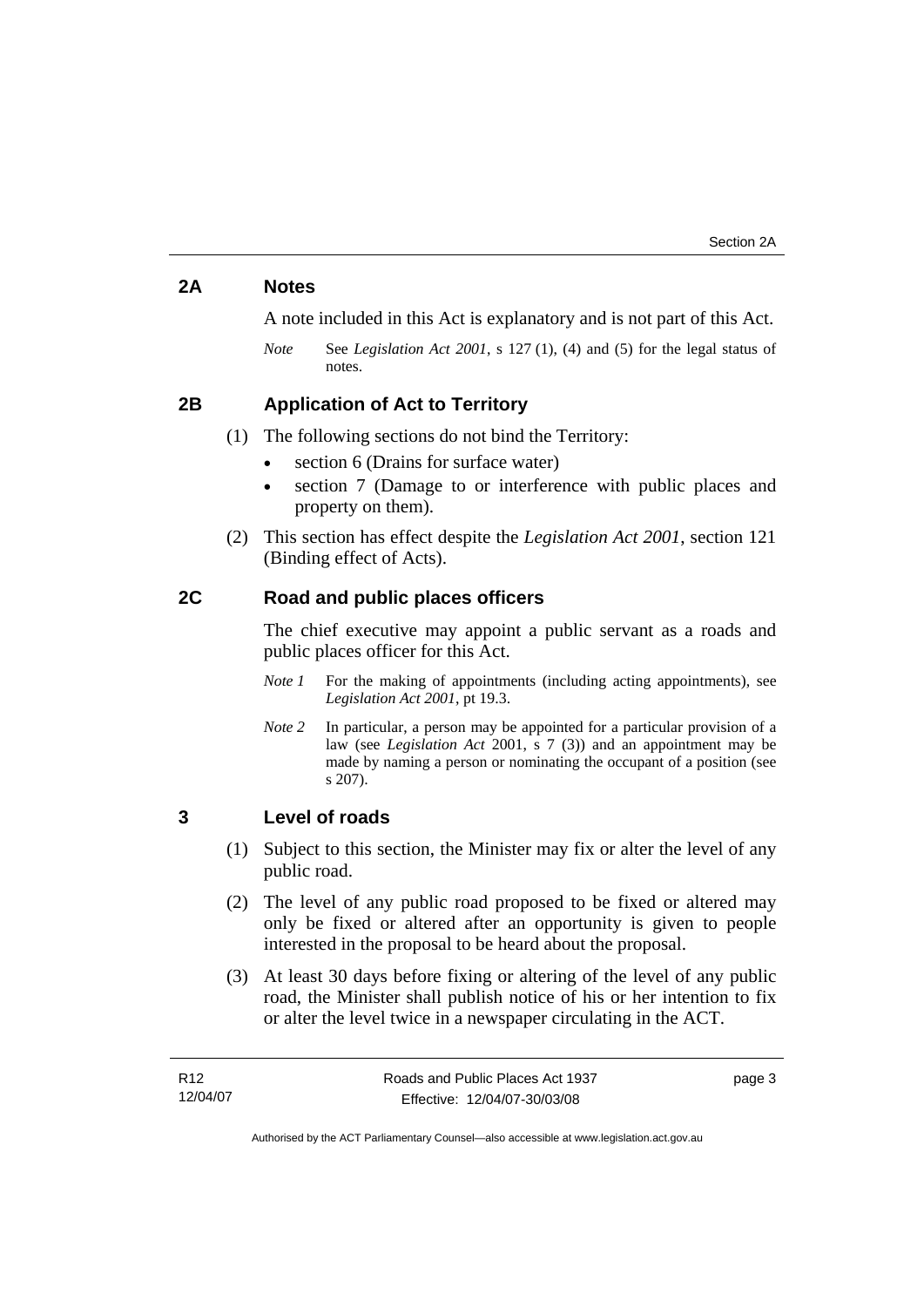## 2A Notes

A note included in this Act is explanatory and is not part of this Act.

*Note* See *Legislation Act 2001*, s 127 (1), (4) and (5) for the legal status of notes.

## 2B Application of Act to Territory

(1) The following sections do not bind the Territory:

- section 6 (Drains for surface water)
- section 7 (Damage to or interference with public places and property on them).

(2) This section has effect despite the *Legislation Act 2001*, section 121 (Binding effect of Acts).

## 2C Road and public places officers

The chief executive may appoint a public servant as a roads and public places officer for this Act.

*Note 1* For the making of appointments (including acting appointments), see *Legislation Act 2001*, pt 19.3.

*Note 2* In particular, a person may be appointed for a particular provision of a law (see *Legislation Act* 2001, s 7 (3)) and an appointment may be made by naming a person or nominating the occupant of a position (see s 207).

## 3 Level of roads

(1) Subject to this section, the Minister may fix or alter the level of any public road.

(2) The level of any public road proposed to be fixed or altered may only be fixed or altered after an opportunity is given to people interested in the proposal to be heard about the proposal.

(3) At least 30 days before fixing or altering of the level of any public road, the Minister shall publish notice of his or her intention to fix or alter the level twice in a newspaper circulating in the ACT.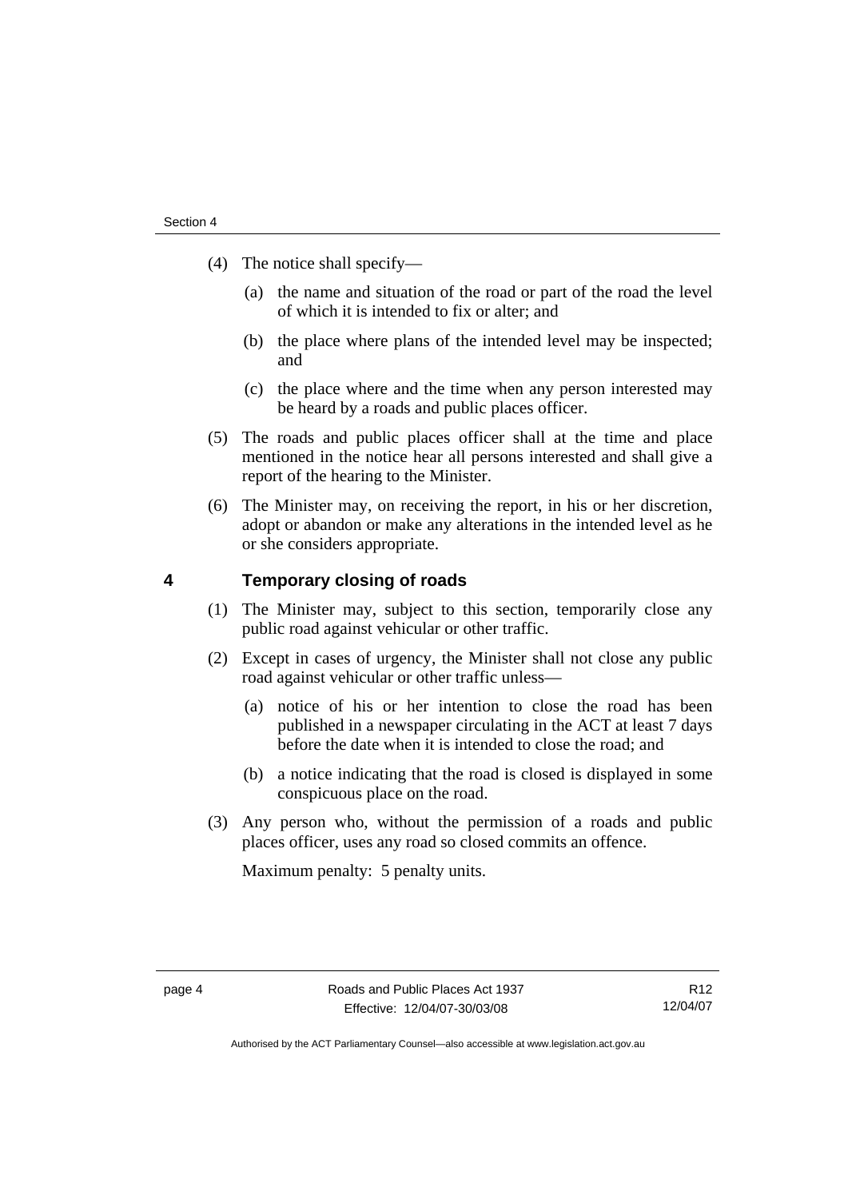(4) The notice shall specify—

   (a) the name and situation of the road or part of the road the level of which it is intended to fix or alter; and

   (b) the place where plans of the intended level may be inspected; and

   (c) the place where and the time when any person interested may be heard by a roads and public places officer.

(5) The roads and public places officer shall at the time and place mentioned in the notice hear all persons interested and shall give a report of the hearing to the Minister.

(6) The Minister may, on receiving the report, in his or her discretion, adopt or abandon or make any alterations in the intended level as he or she considers appropriate.

## 4 Temporary closing of roads

(1) The Minister may, subject to this section, temporarily close any public road against vehicular or other traffic.

(2) Except in cases of urgency, the Minister shall not close any public road against vehicular or other traffic unless—

   (a) notice of his or her intention to close the road has been published in a newspaper circulating in the ACT at least 7 days before the date when it is intended to close the road; and

   (b) a notice indicating that the road is closed is displayed in some conspicuous place on the road.

(3) Any person who, without the permission of a roads and public places officer, uses any road so closed commits an offence.

Maximum penalty: 5 penalty units.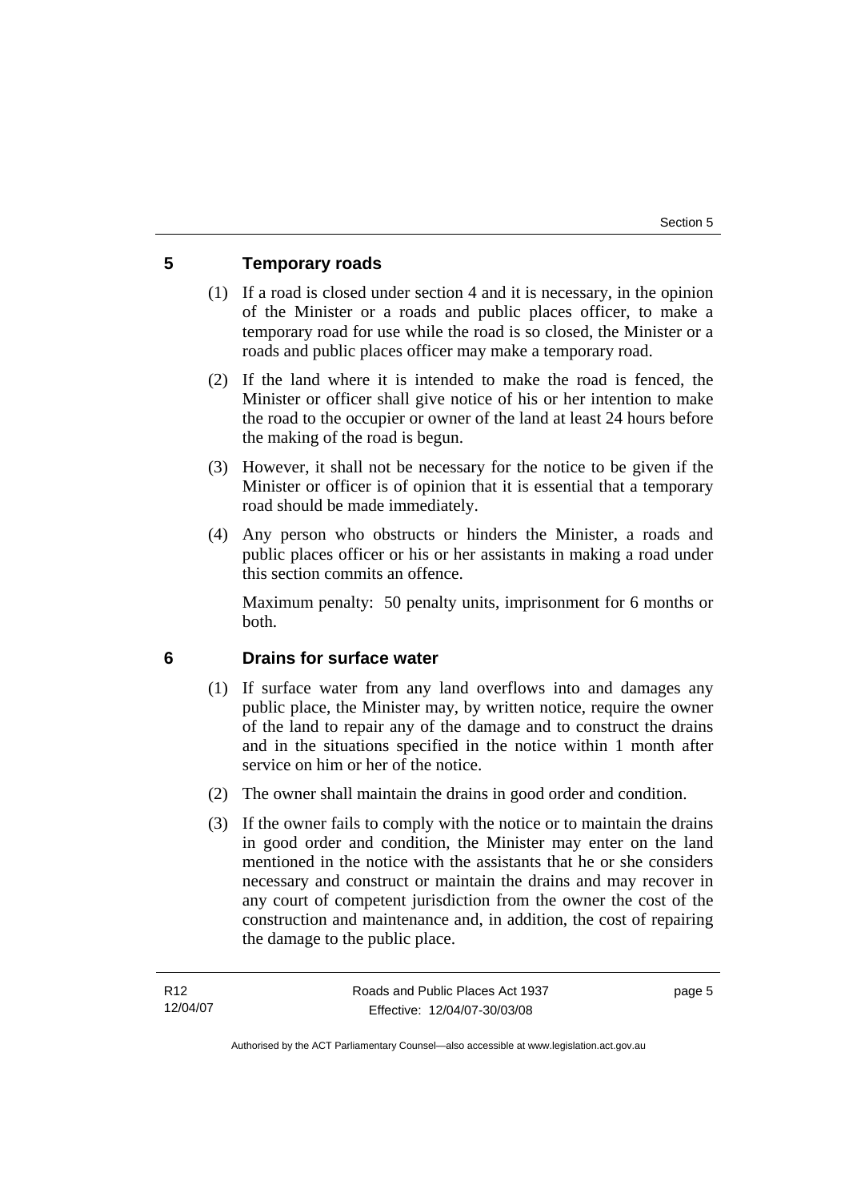## 5 Temporary roads

(1) If a road is closed under section 4 and it is necessary, in the opinion of the Minister or a roads and public places officer, to make a temporary road for use while the road is so closed, the Minister or a roads and public places officer may make a temporary road.

(2) If the land where it is intended to make the road is fenced, the Minister or officer shall give notice of his or her intention to make the road to the occupier or owner of the land at least 24 hours before the making of the road is begun.

(3) However, it shall not be necessary for the notice to be given if the Minister or officer is of opinion that it is essential that a temporary road should be made immediately.

(4) Any person who obstructs or hinders the Minister, a roads and public places officer or his or her assistants in making a road under this section commits an offence.

Maximum penalty: 50 penalty units, imprisonment for 6 months or both.

## 6 Drains for surface water

(1) If surface water from any land overflows into and damages any public place, the Minister may, by written notice, require the owner of the land to repair any of the damage and to construct the drains and in the situations specified in the notice within 1 month after service on him or her of the notice.

(2) The owner shall maintain the drains in good order and condition.

(3) If the owner fails to comply with the notice or to maintain the drains in good order and condition, the Minister may enter on the land mentioned in the notice with the assistants that he or she considers necessary and construct or maintain the drains and may recover in any court of competent jurisdiction from the owner the cost of the construction and maintenance and, in addition, the cost of repairing the damage to the public place.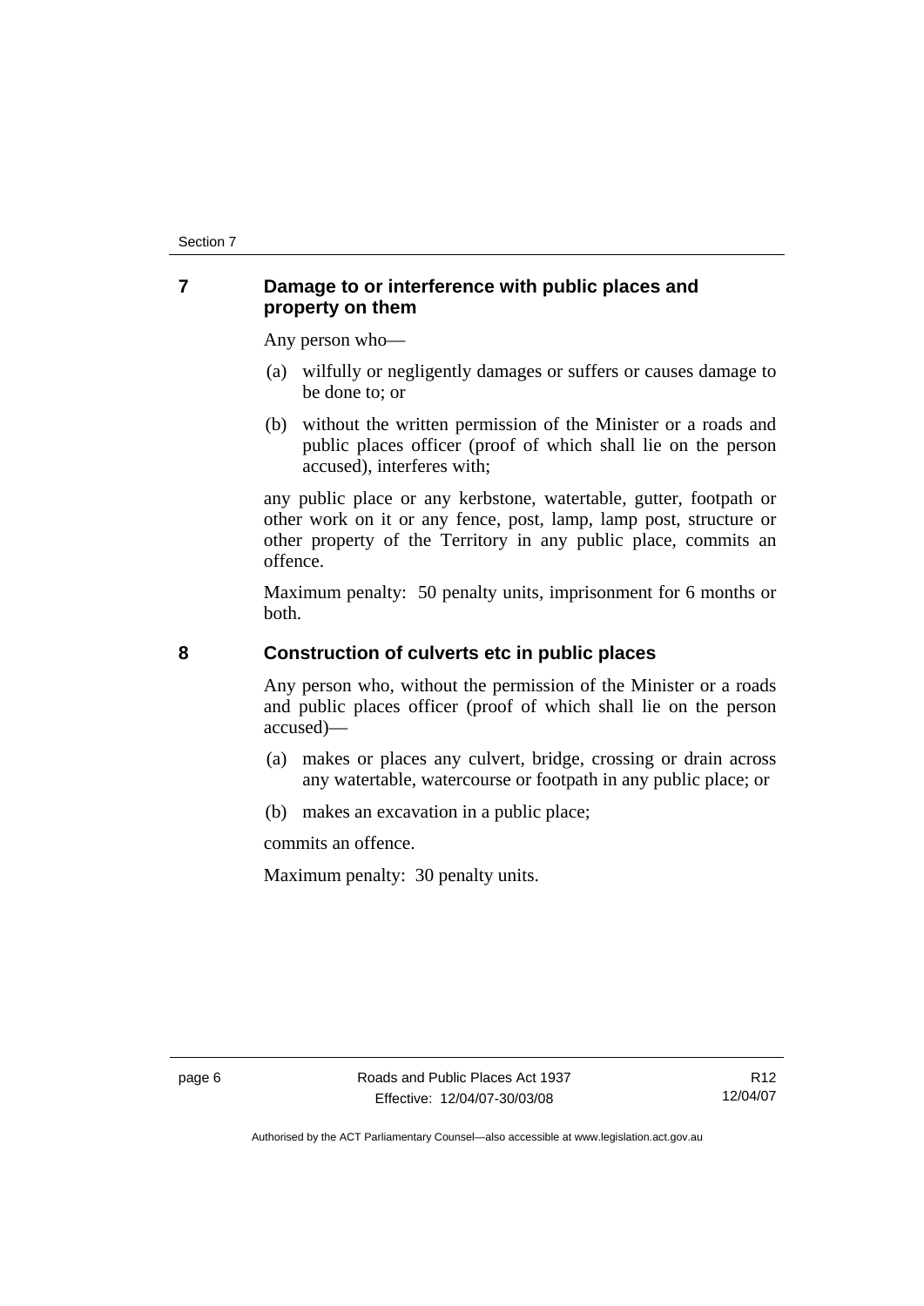## 7 Damage to or interference with public places and property on them

Any person who—

(a) wilfully or negligently damages or suffers or causes damage to be done to; or

(b) without the written permission of the Minister or a roads and public places officer (proof of which shall lie on the person accused), interferes with;

any public place or any kerbstone, watertable, gutter, footpath or other work on it or any fence, post, lamp, lamp post, structure or other property of the Territory in any public place, commits an offence.

Maximum penalty: 50 penalty units, imprisonment for 6 months or both.

## 8 Construction of culverts etc in public places

Any person who, without the permission of the Minister or a roads and public places officer (proof of which shall lie on the person accused)—

(a) makes or places any culvert, bridge, crossing or drain across any watertable, watercourse or footpath in any public place; or

(b) makes an excavation in a public place;

commits an offence.

Maximum penalty: 30 penalty units.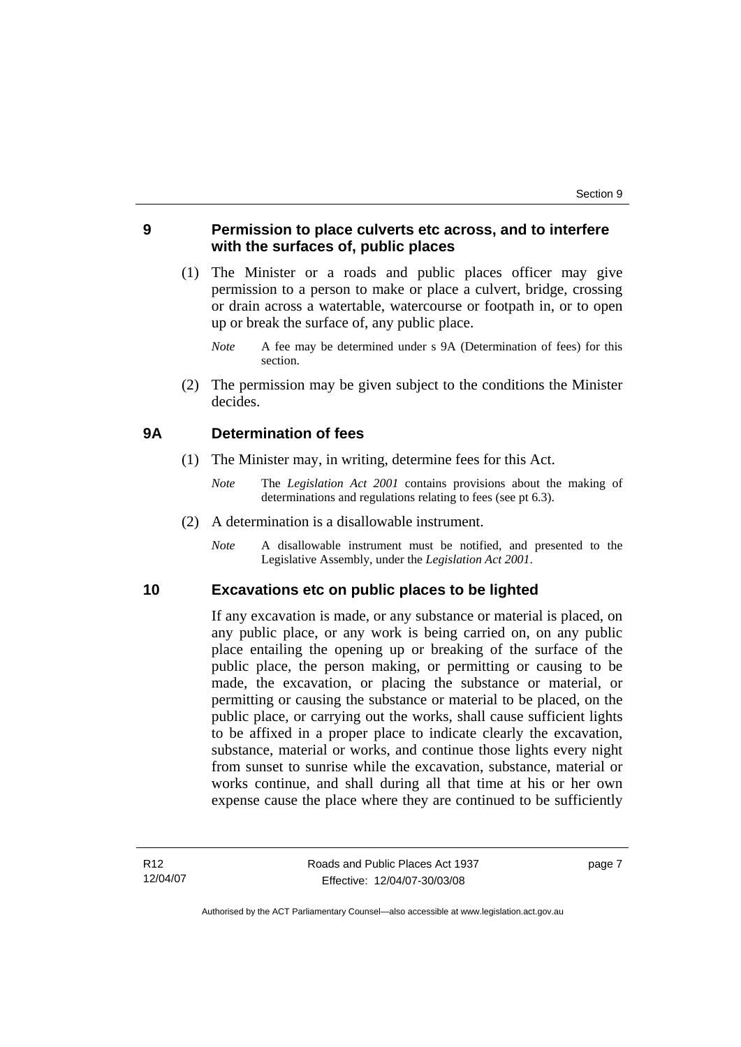## 9 Permission to place culverts etc across, and to interfere with the surfaces of, public places

(1) The Minister or a roads and public places officer may give permission to a person to make or place a culvert, bridge, crossing or drain across a watertable, watercourse or footpath in, or to open up or break the surface of, any public place.

*Note* A fee may be determined under s 9A (Determination of fees) for this section.

(2) The permission may be given subject to the conditions the Minister decides.

## 9A Determination of fees

(1) The Minister may, in writing, determine fees for this Act.

*Note* The *Legislation Act 2001* contains provisions about the making of determinations and regulations relating to fees (see pt 6.3).

(2) A determination is a disallowable instrument.

*Note* A disallowable instrument must be notified, and presented to the Legislative Assembly, under the *Legislation Act 2001*.

## 10 Excavations etc on public places to be lighted

If any excavation is made, or any substance or material is placed, on any public place, or any work is being carried on, on any public place entailing the opening up or breaking of the surface of the public place, the person making, or permitting or causing to be made, the excavation, or placing the substance or material, or permitting or causing the substance or material to be placed, on the public place, or carrying out the works, shall cause sufficient lights to be affixed in a proper place to indicate clearly the excavation, substance, material or works, and continue those lights every night from sunset to sunrise while the excavation, substance, material or works continue, and shall during all that time at his or her own expense cause the place where they are continued to be sufficiently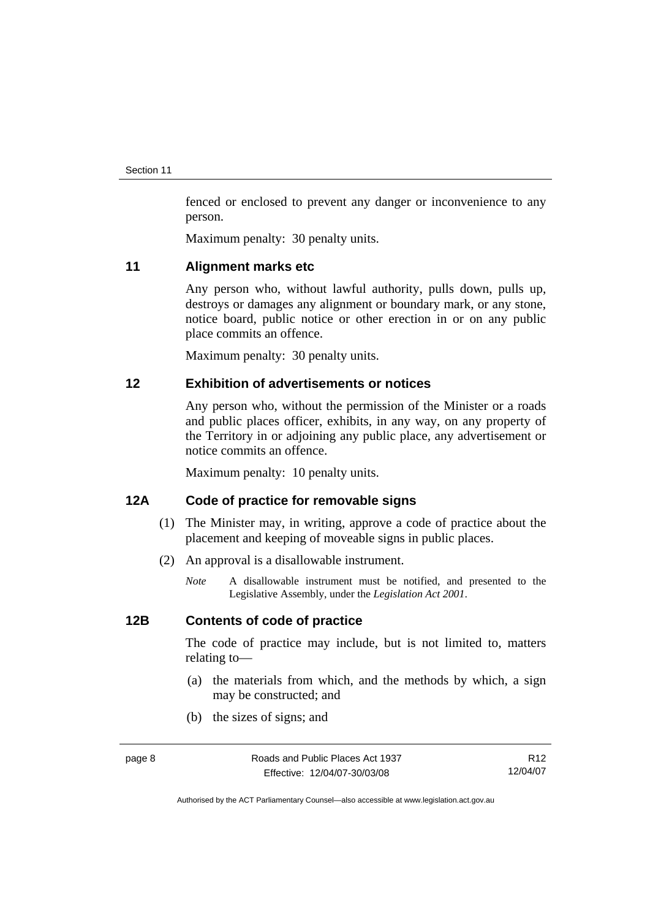fenced or enclosed to prevent any danger or inconvenience to any person.

Maximum penalty: 30 penalty units.

## 11 Alignment marks etc

Any person who, without lawful authority, pulls down, pulls up, destroys or damages any alignment or boundary mark, or any stone, notice board, public notice or other erection in or on any public place commits an offence.

Maximum penalty: 30 penalty units.

## 12 Exhibition of advertisements or notices

Any person who, without the permission of the Minister or a roads and public places officer, exhibits, in any way, on any property of the Territory in or adjoining any public place, any advertisement or notice commits an offence.

Maximum penalty: 10 penalty units.

## 12A Code of practice for removable signs

(1) The Minister may, in writing, approve a code of practice about the placement and keeping of moveable signs in public places.

(2) An approval is a disallowable instrument.

*Note* A disallowable instrument must be notified, and presented to the Legislative Assembly, under the *Legislation Act 2001*.

## 12B Contents of code of practice

The code of practice may include, but is not limited to, matters relating to—

(a) the materials from which, and the methods by which, a sign may be constructed; and

(b) the sizes of signs; and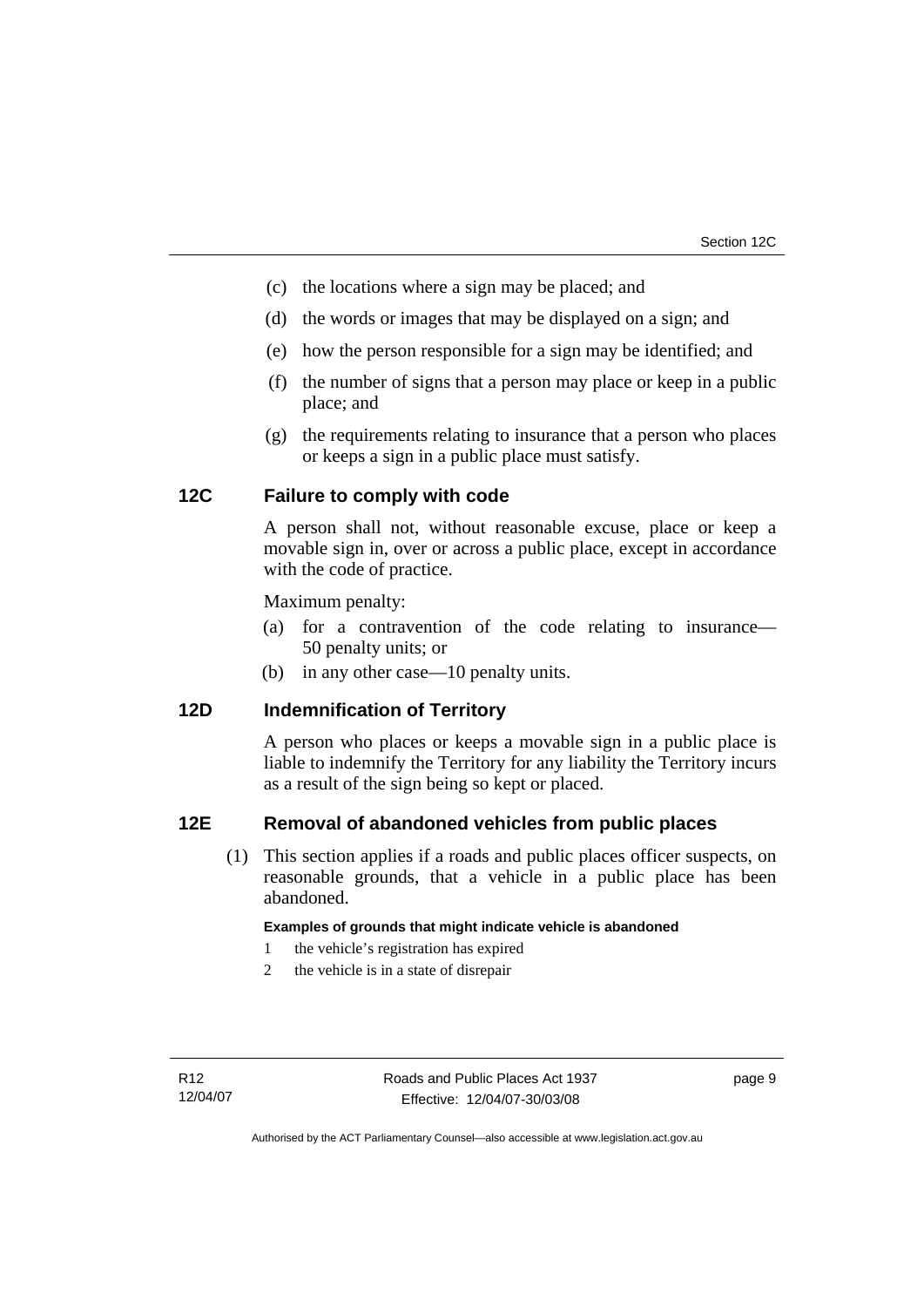(c) the locations where a sign may be placed; and

(d) the words or images that may be displayed on a sign; and

(e) how the person responsible for a sign may be identified; and

(f) the number of signs that a person may place or keep in a public place; and

(g) the requirements relating to insurance that a person who places or keeps a sign in a public place must satisfy.

## 12C Failure to comply with code

A person shall not, without reasonable excuse, place or keep a movable sign in, over or across a public place, except in accordance with the code of practice.

Maximum penalty:

(a) for a contravention of the code relating to insurance—50 penalty units; or

(b) in any other case—10 penalty units.

## 12D Indemnification of Territory

A person who places or keeps a movable sign in a public place is liable to indemnify the Territory for any liability the Territory incurs as a result of the sign being so kept or placed.

## 12E Removal of abandoned vehicles from public places

(1) This section applies if a roads and public places officer suspects, on reasonable grounds, that a vehicle in a public place has been abandoned.

**Examples of grounds that might indicate vehicle is abandoned**

1 the vehicle's registration has expired

2 the vehicle is in a state of disrepair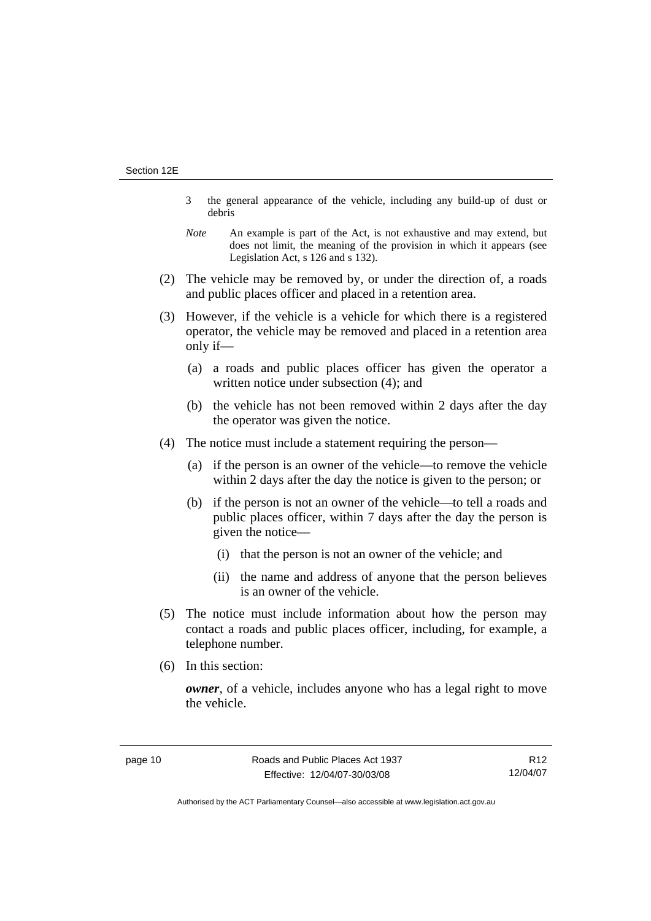3 the general appearance of the vehicle, including any build-up of dust or debris

*Note* An example is part of the Act, is not exhaustive and may extend, but does not limit, the meaning of the provision in which it appears (see Legislation Act, s 126 and s 132).

(2) The vehicle may be removed by, or under the direction of, a roads and public places officer and placed in a retention area.

(3) However, if the vehicle is a vehicle for which there is a registered operator, the vehicle may be removed and placed in a retention area only if—

(a) a roads and public places officer has given the operator a written notice under subsection (4); and

(b) the vehicle has not been removed within 2 days after the day the operator was given the notice.

(4) The notice must include a statement requiring the person—

(a) if the person is an owner of the vehicle—to remove the vehicle within 2 days after the day the notice is given to the person; or

(b) if the person is not an owner of the vehicle—to tell a roads and public places officer, within 7 days after the day the person is given the notice—

(i) that the person is not an owner of the vehicle; and

(ii) the name and address of anyone that the person believes is an owner of the vehicle.

(5) The notice must include information about how the person may contact a roads and public places officer, including, for example, a telephone number.

(6) In this section:

***owner***, of a vehicle, includes anyone who has a legal right to move the vehicle.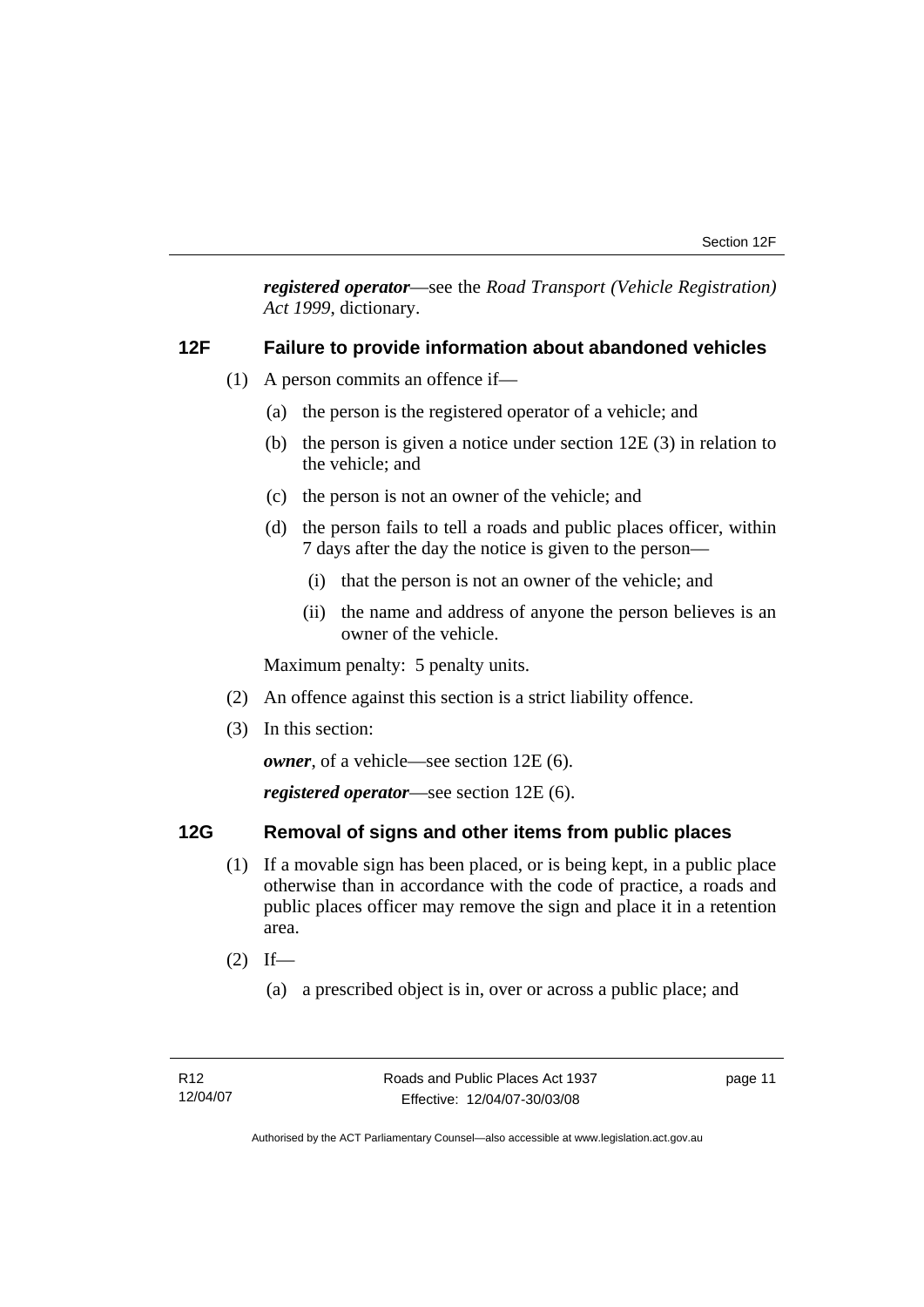***registered operator***—see the *Road Transport (Vehicle Registration) Act 1999*, dictionary.

## 12F Failure to provide information about abandoned vehicles

(1) A person commits an offence if—

  (a) the person is the registered operator of a vehicle; and

  (b) the person is given a notice under section 12E (3) in relation to the vehicle; and

  (c) the person is not an owner of the vehicle; and

  (d) the person fails to tell a roads and public places officer, within 7 days after the day the notice is given to the person—

    (i) that the person is not an owner of the vehicle; and

    (ii) the name and address of anyone the person believes is an owner of the vehicle.

Maximum penalty: 5 penalty units.

(2) An offence against this section is a strict liability offence.

(3) In this section:

***owner***, of a vehicle—see section 12E (6).

***registered operator***—see section 12E (6).

## 12G Removal of signs and other items from public places

(1) If a movable sign has been placed, or is being kept, in a public place otherwise than in accordance with the code of practice, a roads and public places officer may remove the sign and place it in a retention area.

(2) If—

  (a) a prescribed object is in, over or across a public place; and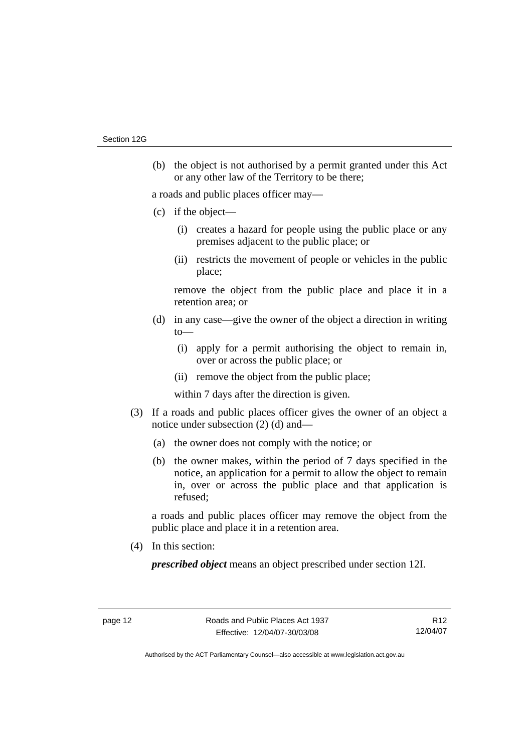(b) the object is not authorised by a permit granted under this Act or any other law of the Territory to be there;

a roads and public places officer may—

(c) if the object—

(i) creates a hazard for people using the public place or any premises adjacent to the public place; or

(ii) restricts the movement of people or vehicles in the public place;

remove the object from the public place and place it in a retention area; or

(d) in any case—give the owner of the object a direction in writing to—

(i) apply for a permit authorising the object to remain in, over or across the public place; or

(ii) remove the object from the public place;

within 7 days after the direction is given.

(3) If a roads and public places officer gives the owner of an object a notice under subsection (2) (d) and—

(a) the owner does not comply with the notice; or

(b) the owner makes, within the period of 7 days specified in the notice, an application for a permit to allow the object to remain in, over or across the public place and that application is refused;

a roads and public places officer may remove the object from the public place and place it in a retention area.

(4) In this section:

***prescribed object*** means an object prescribed under section 12I.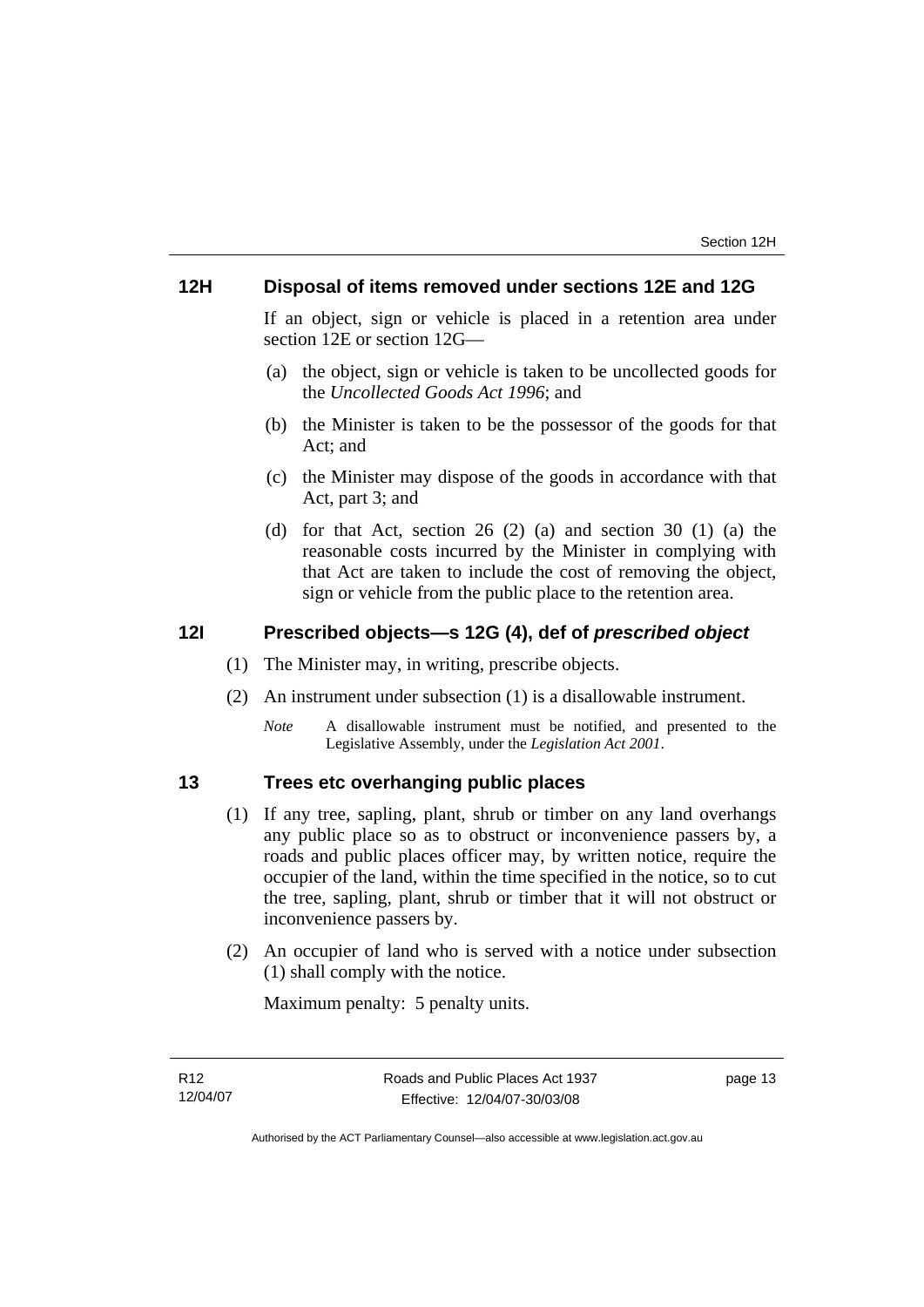## 12H Disposal of items removed under sections 12E and 12G

If an object, sign or vehicle is placed in a retention area under section 12E or section 12G—

(a) the object, sign or vehicle is taken to be uncollected goods for the *Uncollected Goods Act 1996*; and

(b) the Minister is taken to be the possessor of the goods for that Act; and

(c) the Minister may dispose of the goods in accordance with that Act, part 3; and

(d) for that Act, section 26 (2) (a) and section 30 (1) (a) the reasonable costs incurred by the Minister in complying with that Act are taken to include the cost of removing the object, sign or vehicle from the public place to the retention area.

## 12I Prescribed objects—s 12G (4), def of ***prescribed object***

(1) The Minister may, in writing, prescribe objects.

(2) An instrument under subsection (1) is a disallowable instrument.

*Note* A disallowable instrument must be notified, and presented to the Legislative Assembly, under the *Legislation Act 2001*.

## 13 Trees etc overhanging public places

(1) If any tree, sapling, plant, shrub or timber on any land overhangs any public place so as to obstruct or inconvenience passers by, a roads and public places officer may, by written notice, require the occupier of the land, within the time specified in the notice, so to cut the tree, sapling, plant, shrub or timber that it will not obstruct or inconvenience passers by.

(2) An occupier of land who is served with a notice under subsection (1) shall comply with the notice.

Maximum penalty: 5 penalty units.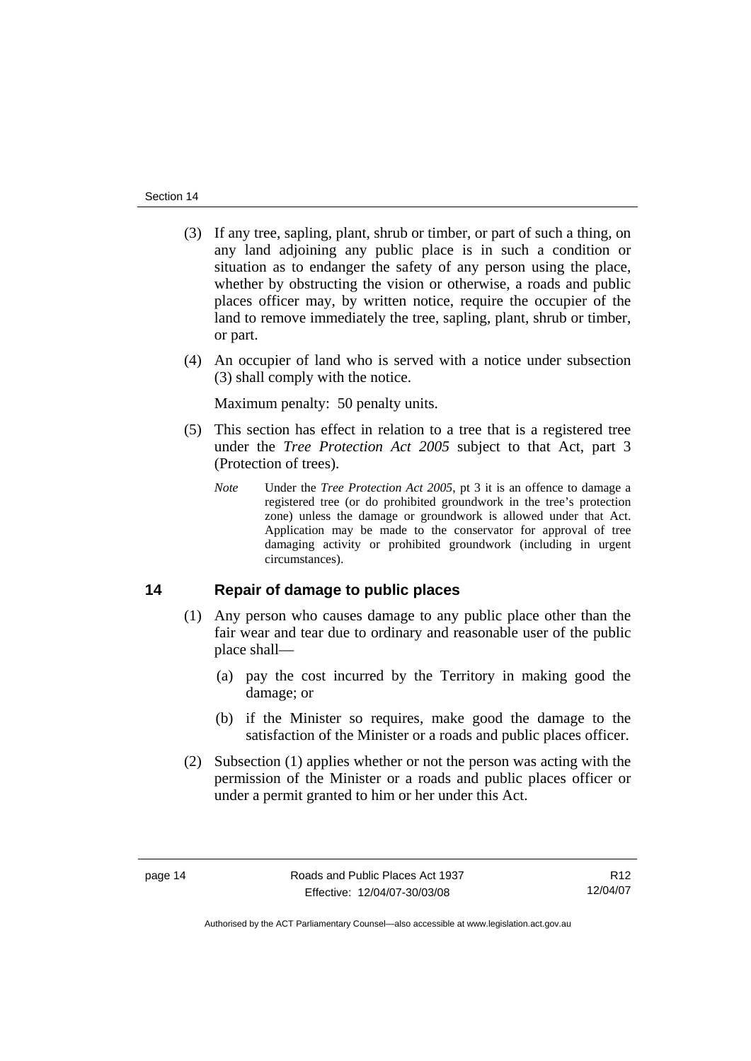(3) If any tree, sapling, plant, shrub or timber, or part of such a thing, on any land adjoining any public place is in such a condition or situation as to endanger the safety of any person using the place, whether by obstructing the vision or otherwise, a roads and public places officer may, by written notice, require the occupier of the land to remove immediately the tree, sapling, plant, shrub or timber, or part.

(4) An occupier of land who is served with a notice under subsection (3) shall comply with the notice.

Maximum penalty: 50 penalty units.

(5) This section has effect in relation to a tree that is a registered tree under the *Tree Protection Act 2005* subject to that Act, part 3 (Protection of trees).

*Note* Under the *Tree Protection Act 2005*, pt 3 it is an offence to damage a registered tree (or do prohibited groundwork in the tree's protection zone) unless the damage or groundwork is allowed under that Act. Application may be made to the conservator for approval of tree damaging activity or prohibited groundwork (including in urgent circumstances).

## 14 Repair of damage to public places

(1) Any person who causes damage to any public place other than the fair wear and tear due to ordinary and reasonable user of the public place shall—

(a) pay the cost incurred by the Territory in making good the damage; or

(b) if the Minister so requires, make good the damage to the satisfaction of the Minister or a roads and public places officer.

(2) Subsection (1) applies whether or not the person was acting with the permission of the Minister or a roads and public places officer or under a permit granted to him or her under this Act.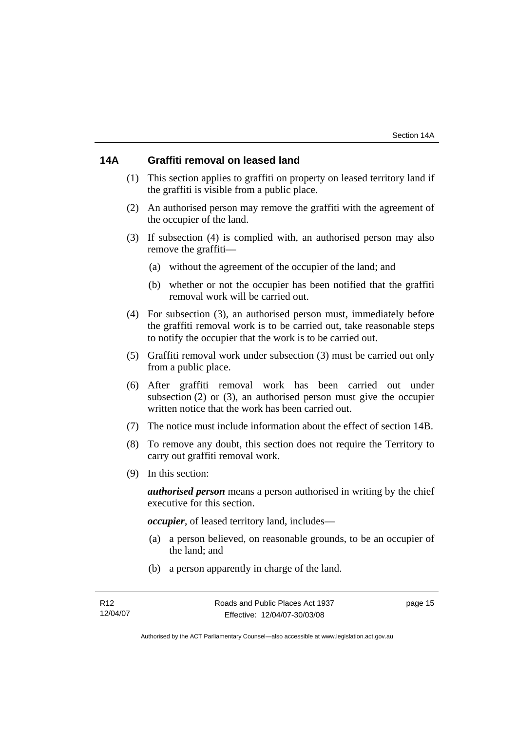## 14A Graffiti removal on leased land

(1) This section applies to graffiti on property on leased territory land if the graffiti is visible from a public place.

(2) An authorised person may remove the graffiti with the agreement of the occupier of the land.

(3) If subsection (4) is complied with, an authorised person may also remove the graffiti—

(a) without the agreement of the occupier of the land; and

(b) whether or not the occupier has been notified that the graffiti removal work will be carried out.

(4) For subsection (3), an authorised person must, immediately before the graffiti removal work is to be carried out, take reasonable steps to notify the occupier that the work is to be carried out.

(5) Graffiti removal work under subsection (3) must be carried out only from a public place.

(6) After graffiti removal work has been carried out under subsection (2) or (3), an authorised person must give the occupier written notice that the work has been carried out.

(7) The notice must include information about the effect of section 14B.

(8) To remove any doubt, this section does not require the Territory to carry out graffiti removal work.

(9) In this section:

***authorised person*** means a person authorised in writing by the chief executive for this section.

***occupier***, of leased territory land, includes—

(a) a person believed, on reasonable grounds, to be an occupier of the land; and

(b) a person apparently in charge of the land.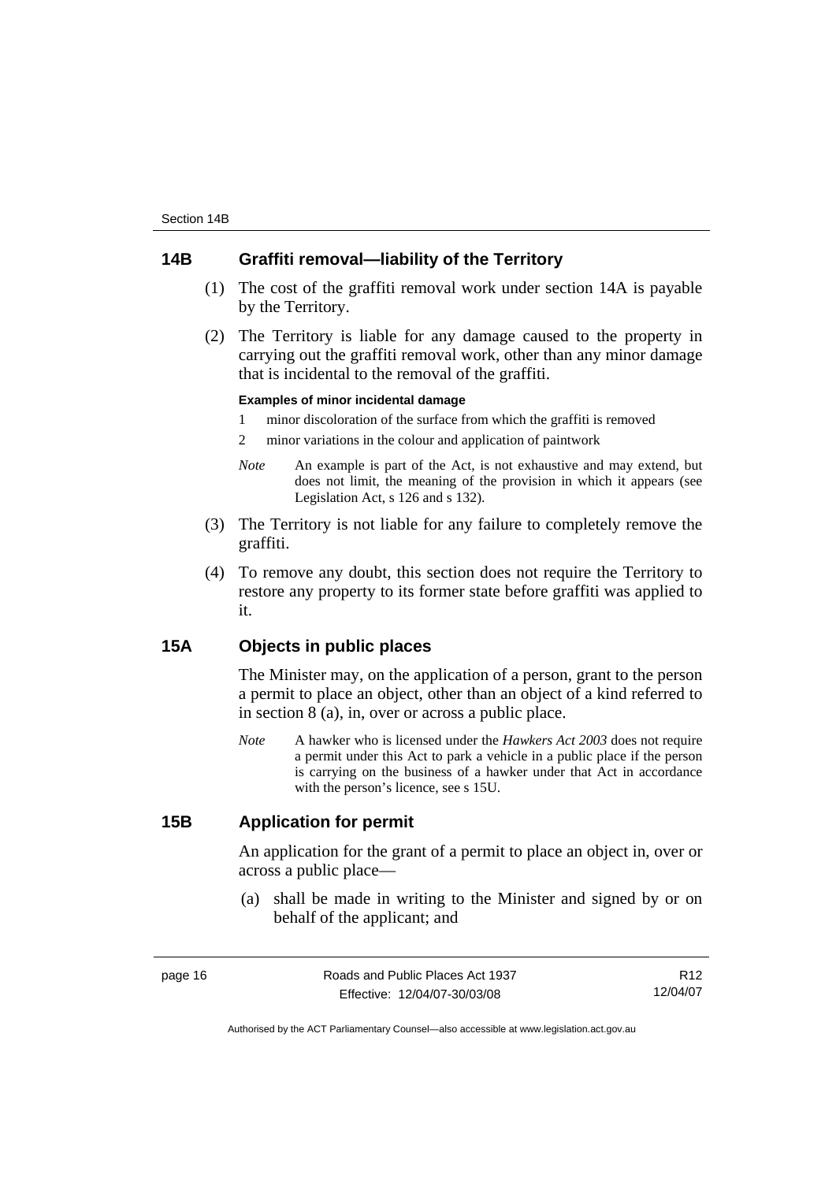## 14B Graffiti removal—liability of the Territory

(1) The cost of the graffiti removal work under section 14A is payable by the Territory.

(2) The Territory is liable for any damage caused to the property in carrying out the graffiti removal work, other than any minor damage that is incidental to the removal of the graffiti.

**Examples of minor incidental damage**

1 minor discoloration of the surface from which the graffiti is removed

2 minor variations in the colour and application of paintwork

*Note* An example is part of the Act, is not exhaustive and may extend, but does not limit, the meaning of the provision in which it appears (see Legislation Act, s 126 and s 132).

(3) The Territory is not liable for any failure to completely remove the graffiti.

(4) To remove any doubt, this section does not require the Territory to restore any property to its former state before graffiti was applied to it.

## 15A Objects in public places

The Minister may, on the application of a person, grant to the person a permit to place an object, other than an object of a kind referred to in section 8 (a), in, over or across a public place.

*Note* A hawker who is licensed under the *Hawkers Act 2003* does not require a permit under this Act to park a vehicle in a public place if the person is carrying on the business of a hawker under that Act in accordance with the person's licence, see s 15U.

## 15B Application for permit

An application for the grant of a permit to place an object in, over or across a public place—

(a) shall be made in writing to the Minister and signed by or on behalf of the applicant; and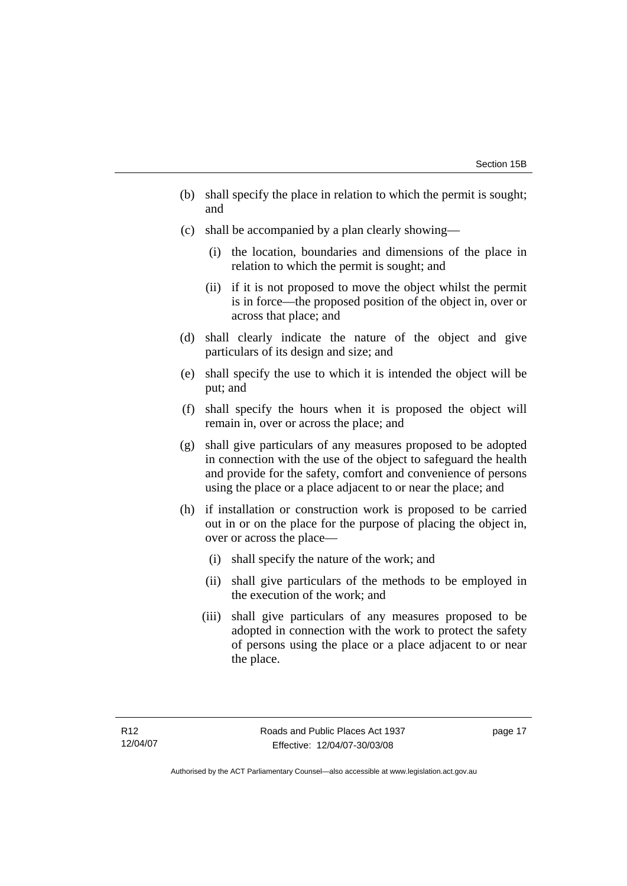(b) shall specify the place in relation to which the permit is sought; and

(c) shall be accompanied by a plan clearly showing—

  (i) the location, boundaries and dimensions of the place in relation to which the permit is sought; and

  (ii) if it is not proposed to move the object whilst the permit is in force—the proposed position of the object in, over or across that place; and

(d) shall clearly indicate the nature of the object and give particulars of its design and size; and

(e) shall specify the use to which it is intended the object will be put; and

(f) shall specify the hours when it is proposed the object will remain in, over or across the place; and

(g) shall give particulars of any measures proposed to be adopted in connection with the use of the object to safeguard the health and provide for the safety, comfort and convenience of persons using the place or a place adjacent to or near the place; and

(h) if installation or construction work is proposed to be carried out in or on the place for the purpose of placing the object in, over or across the place—

  (i) shall specify the nature of the work; and

  (ii) shall give particulars of the methods to be employed in the execution of the work; and

  (iii) shall give particulars of any measures proposed to be adopted in connection with the work to protect the safety of persons using the place or a place adjacent to or near the place.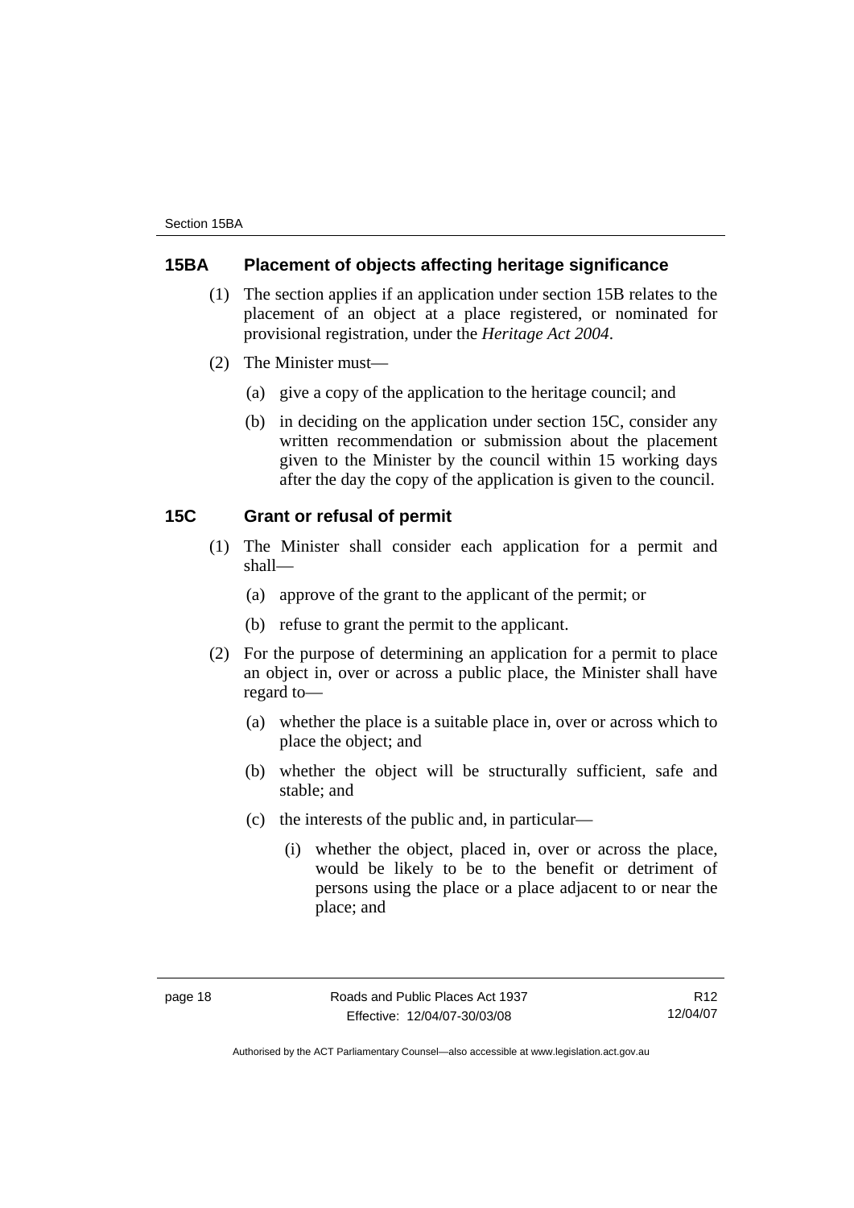## 15BA Placement of objects affecting heritage significance

(1) The section applies if an application under section 15B relates to the placement of an object at a place registered, or nominated for provisional registration, under the *Heritage Act 2004*.

(2) The Minister must—

(a) give a copy of the application to the heritage council; and

(b) in deciding on the application under section 15C, consider any written recommendation or submission about the placement given to the Minister by the council within 15 working days after the day the copy of the application is given to the council.

## 15C Grant or refusal of permit

(1) The Minister shall consider each application for a permit and shall—

(a) approve of the grant to the applicant of the permit; or

(b) refuse to grant the permit to the applicant.

(2) For the purpose of determining an application for a permit to place an object in, over or across a public place, the Minister shall have regard to—

(a) whether the place is a suitable place in, over or across which to place the object; and

(b) whether the object will be structurally sufficient, safe and stable; and

(c) the interests of the public and, in particular—

(i) whether the object, placed in, over or across the place, would be likely to be to the benefit or detriment of persons using the place or a place adjacent to or near the place; and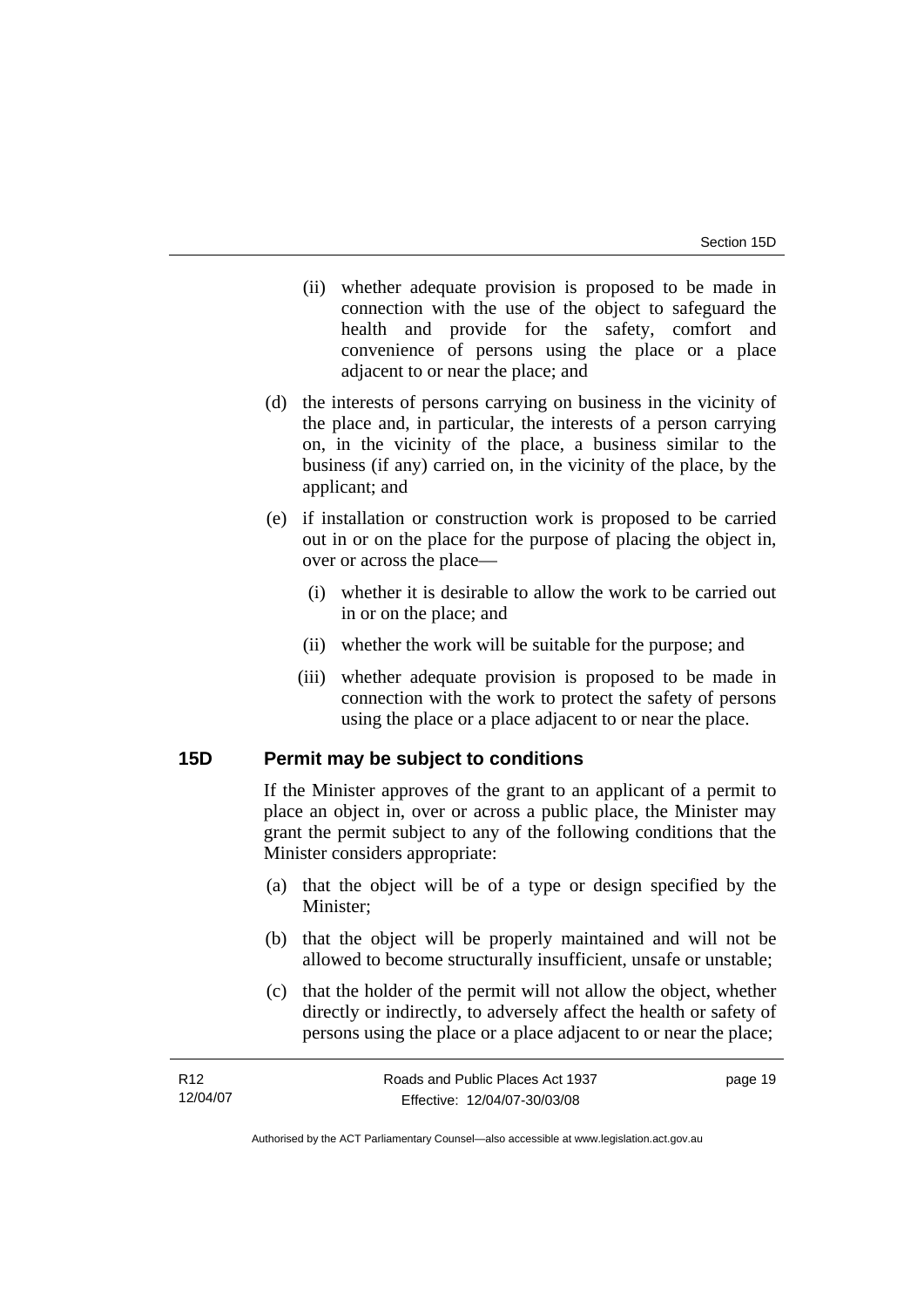(ii) whether adequate provision is proposed to be made in connection with the use of the object to safeguard the health and provide for the safety, comfort and convenience of persons using the place or a place adjacent to or near the place; and

(d) the interests of persons carrying on business in the vicinity of the place and, in particular, the interests of a person carrying on, in the vicinity of the place, a business similar to the business (if any) carried on, in the vicinity of the place, by the applicant; and

(e) if installation or construction work is proposed to be carried out in or on the place for the purpose of placing the object in, over or across the place—

(i) whether it is desirable to allow the work to be carried out in or on the place; and

(ii) whether the work will be suitable for the purpose; and

(iii) whether adequate provision is proposed to be made in connection with the work to protect the safety of persons using the place or a place adjacent to or near the place.

### 15D Permit may be subject to conditions

If the Minister approves of the grant to an applicant of a permit to place an object in, over or across a public place, the Minister may grant the permit subject to any of the following conditions that the Minister considers appropriate:

(a) that the object will be of a type or design specified by the Minister;

(b) that the object will be properly maintained and will not be allowed to become structurally insufficient, unsafe or unstable;

(c) that the holder of the permit will not allow the object, whether directly or indirectly, to adversely affect the health or safety of persons using the place or a place adjacent to or near the place;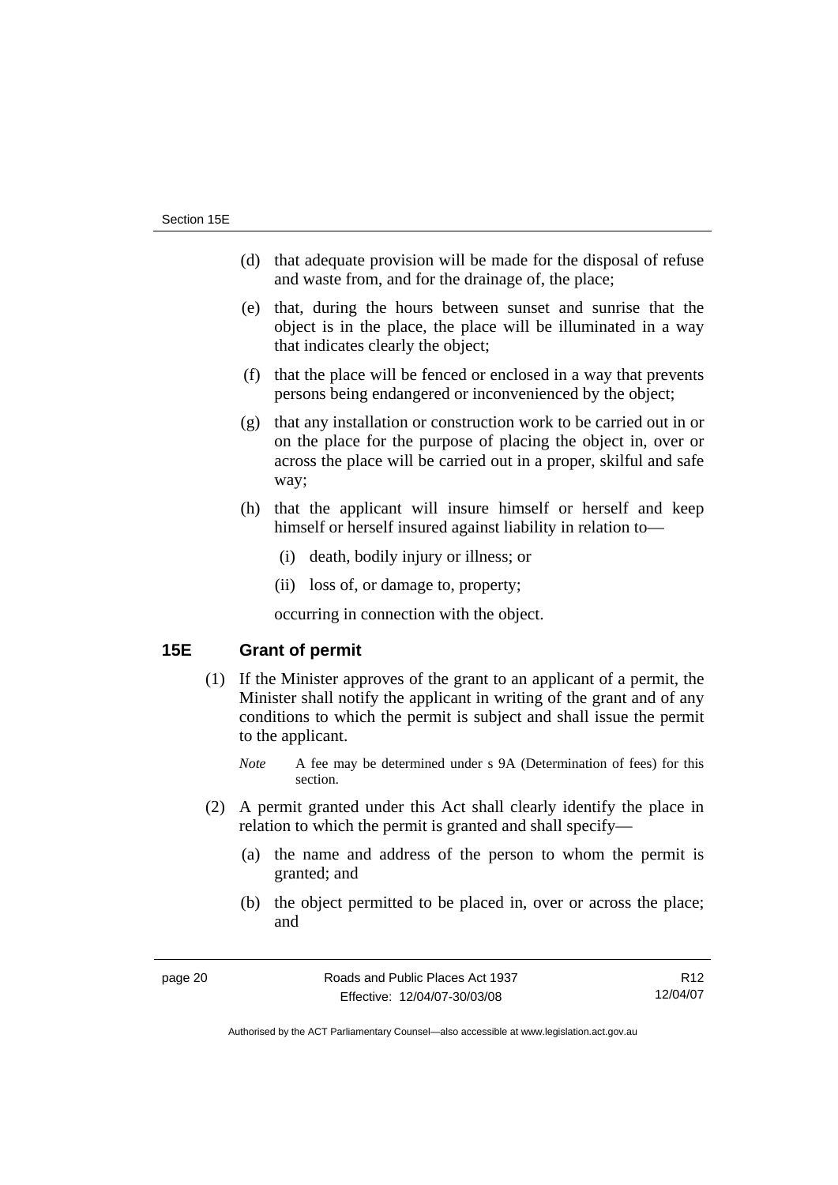(d) that adequate provision will be made for the disposal of refuse and waste from, and for the drainage of, the place;

(e) that, during the hours between sunset and sunrise that the object is in the place, the place will be illuminated in a way that indicates clearly the object;

(f) that the place will be fenced or enclosed in a way that prevents persons being endangered or inconvenienced by the object;

(g) that any installation or construction work to be carried out in or on the place for the purpose of placing the object in, over or across the place will be carried out in a proper, skilful and safe way;

(h) that the applicant will insure himself or herself and keep himself or herself insured against liability in relation to—

(i) death, bodily injury or illness; or

(ii) loss of, or damage to, property;

occurring in connection with the object.

## 15E Grant of permit

(1) If the Minister approves of the grant to an applicant of a permit, the Minister shall notify the applicant in writing of the grant and of any conditions to which the permit is subject and shall issue the permit to the applicant.

*Note* A fee may be determined under s 9A (Determination of fees) for this section.

(2) A permit granted under this Act shall clearly identify the place in relation to which the permit is granted and shall specify—

(a) the name and address of the person to whom the permit is granted; and

(b) the object permitted to be placed in, over or across the place; and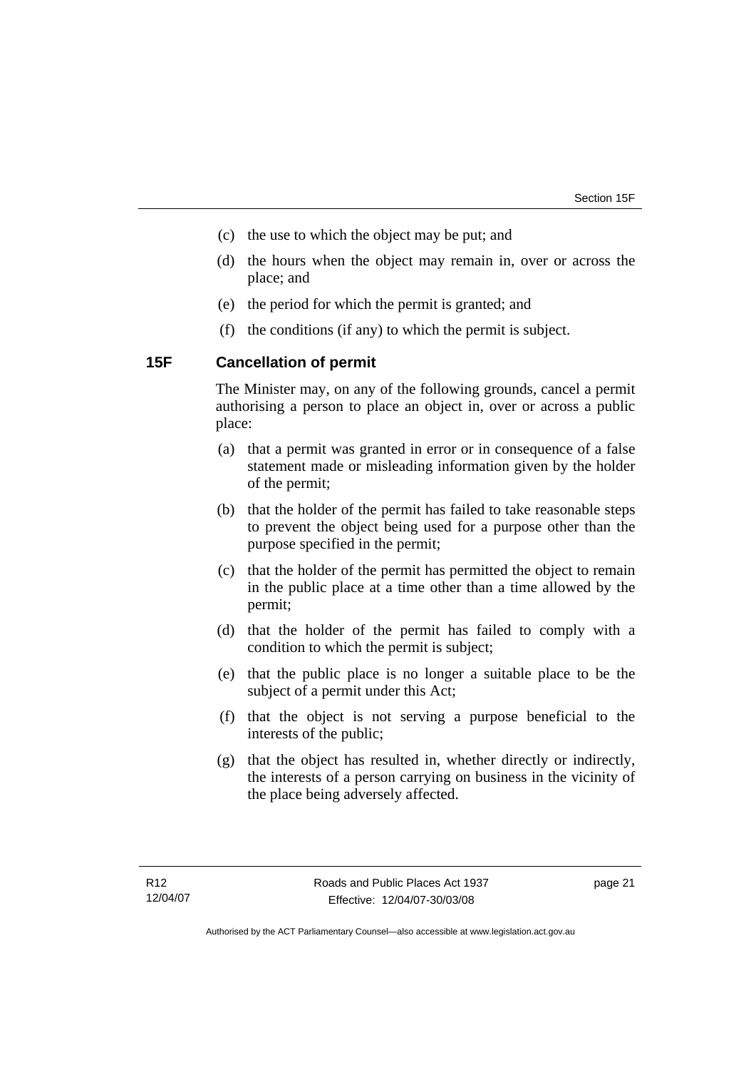(c) the use to which the object may be put; and

(d) the hours when the object may remain in, over or across the place; and

(e) the period for which the permit is granted; and

(f) the conditions (if any) to which the permit is subject.

### 15F Cancellation of permit

The Minister may, on any of the following grounds, cancel a permit authorising a person to place an object in, over or across a public place:

(a) that a permit was granted in error or in consequence of a false statement made or misleading information given by the holder of the permit;

(b) that the holder of the permit has failed to take reasonable steps to prevent the object being used for a purpose other than the purpose specified in the permit;

(c) that the holder of the permit has permitted the object to remain in the public place at a time other than a time allowed by the permit;

(d) that the holder of the permit has failed to comply with a condition to which the permit is subject;

(e) that the public place is no longer a suitable place to be the subject of a permit under this Act;

(f) that the object is not serving a purpose beneficial to the interests of the public;

(g) that the object has resulted in, whether directly or indirectly, the interests of a person carrying on business in the vicinity of the place being adversely affected.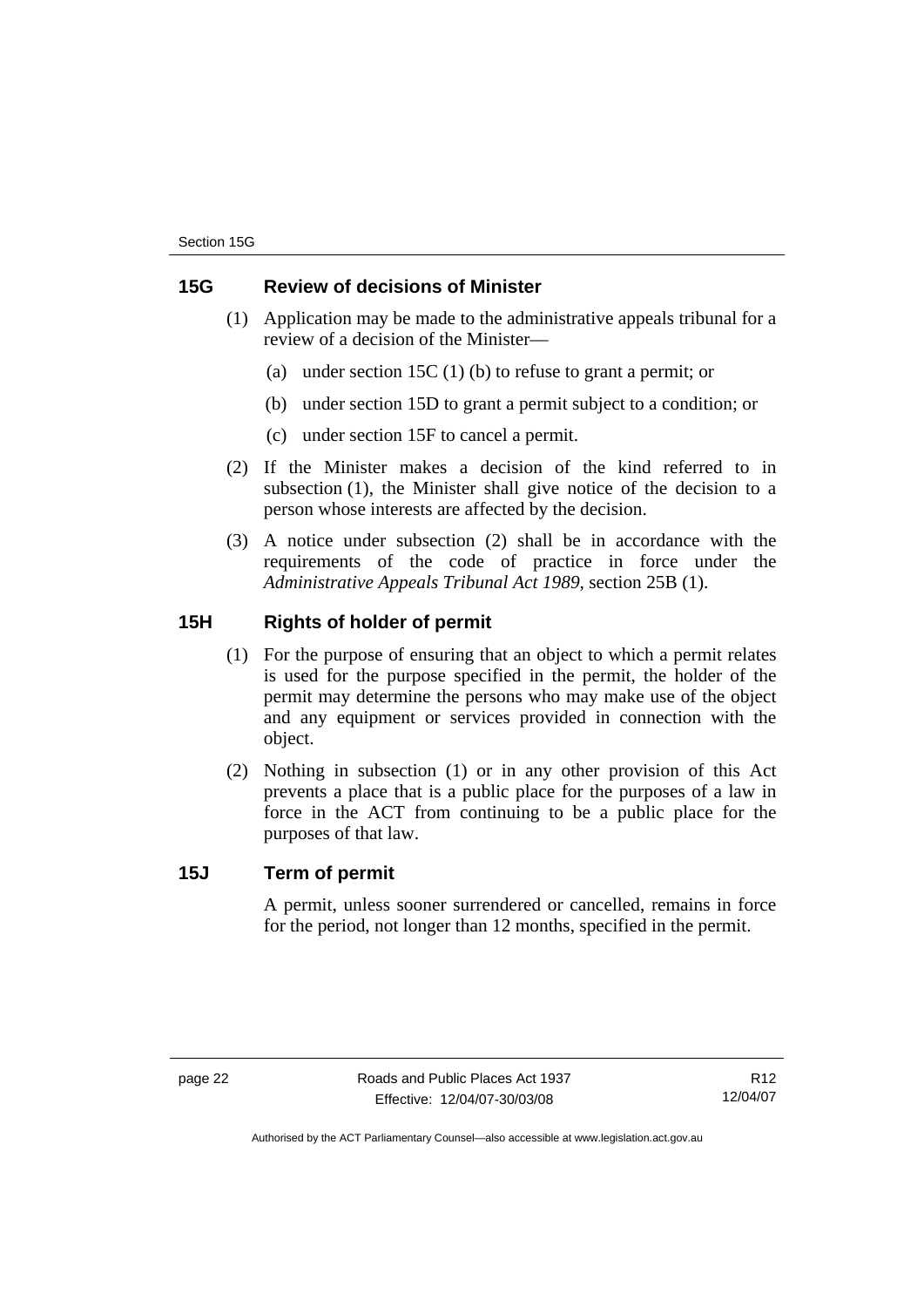## 15G Review of decisions of Minister

(1) Application may be made to the administrative appeals tribunal for a review of a decision of the Minister—

(a) under section 15C (1) (b) to refuse to grant a permit; or

(b) under section 15D to grant a permit subject to a condition; or

(c) under section 15F to cancel a permit.

(2) If the Minister makes a decision of the kind referred to in subsection (1), the Minister shall give notice of the decision to a person whose interests are affected by the decision.

(3) A notice under subsection (2) shall be in accordance with the requirements of the code of practice in force under the *Administrative Appeals Tribunal Act 1989*, section 25B (1).

## 15H Rights of holder of permit

(1) For the purpose of ensuring that an object to which a permit relates is used for the purpose specified in the permit, the holder of the permit may determine the persons who may make use of the object and any equipment or services provided in connection with the object.

(2) Nothing in subsection (1) or in any other provision of this Act prevents a place that is a public place for the purposes of a law in force in the ACT from continuing to be a public place for the purposes of that law.

## 15J Term of permit

A permit, unless sooner surrendered or cancelled, remains in force for the period, not longer than 12 months, specified in the permit.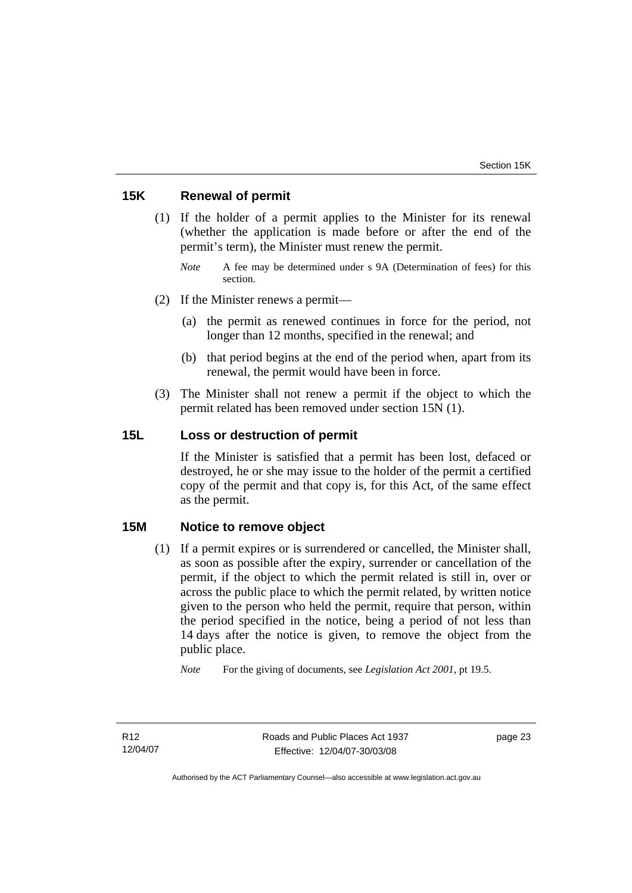## 15K Renewal of permit

(1) If the holder of a permit applies to the Minister for its renewal (whether the application is made before or after the end of the permit's term), the Minister must renew the permit.

*Note* A fee may be determined under s 9A (Determination of fees) for this section.

(2) If the Minister renews a permit—

(a) the permit as renewed continues in force for the period, not longer than 12 months, specified in the renewal; and

(b) that period begins at the end of the period when, apart from its renewal, the permit would have been in force.

(3) The Minister shall not renew a permit if the object to which the permit related has been removed under section 15N (1).

## 15L Loss or destruction of permit

If the Minister is satisfied that a permit has been lost, defaced or destroyed, he or she may issue to the holder of the permit a certified copy of the permit and that copy is, for this Act, of the same effect as the permit.

## 15M Notice to remove object

(1) If a permit expires or is surrendered or cancelled, the Minister shall, as soon as possible after the expiry, surrender or cancellation of the permit, if the object to which the permit related is still in, over or across the public place to which the permit related, by written notice given to the person who held the permit, require that person, within the period specified in the notice, being a period of not less than 14 days after the notice is given, to remove the object from the public place.

*Note* For the giving of documents, see *Legislation Act 2001*, pt 19.5.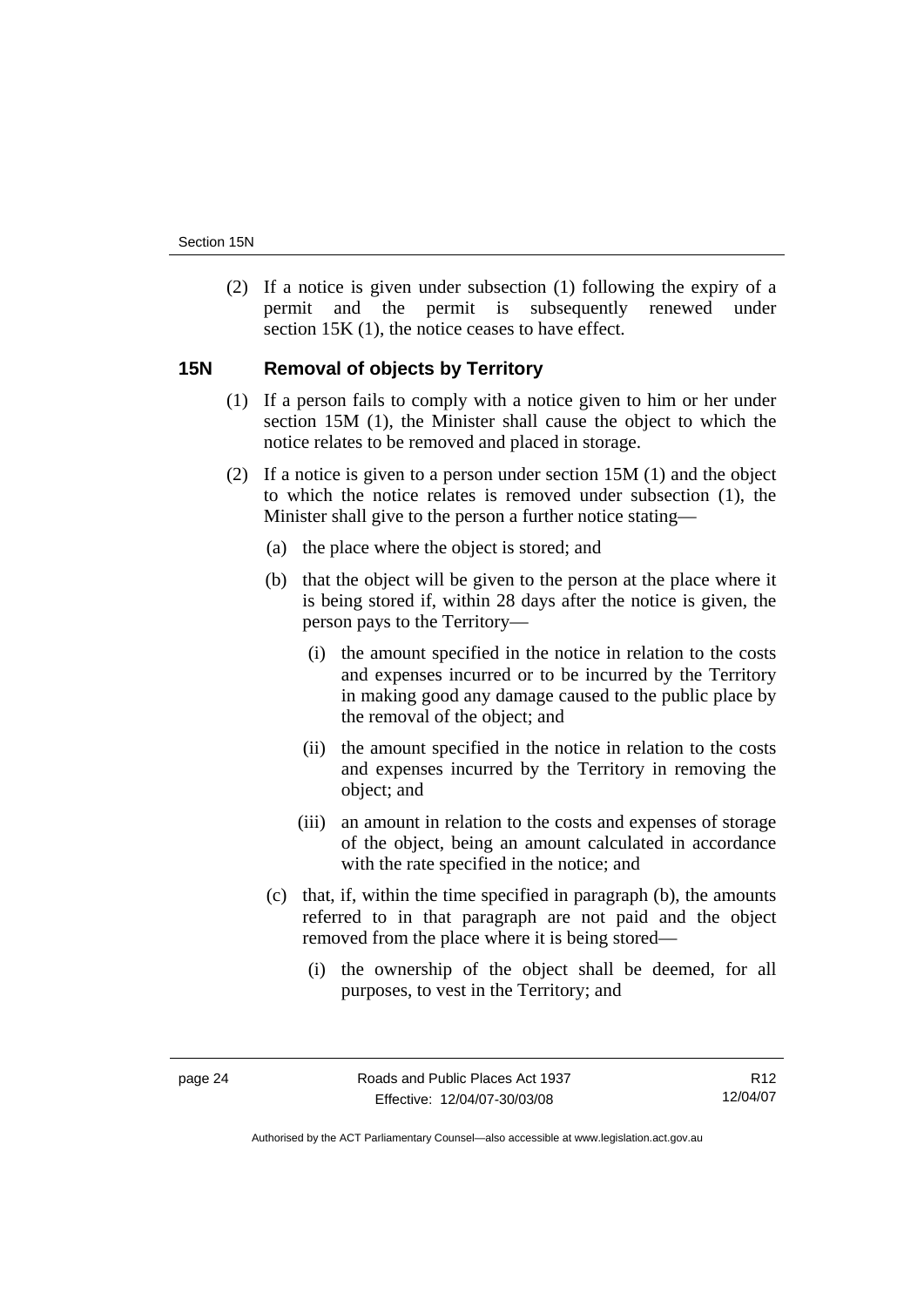(2) If a notice is given under subsection (1) following the expiry of a permit and the permit is subsequently renewed under section 15K (1), the notice ceases to have effect.

## 15N Removal of objects by Territory

(1) If a person fails to comply with a notice given to him or her under section 15M (1), the Minister shall cause the object to which the notice relates to be removed and placed in storage.

(2) If a notice is given to a person under section 15M (1) and the object to which the notice relates is removed under subsection (1), the Minister shall give to the person a further notice stating—

(a) the place where the object is stored; and

(b) that the object will be given to the person at the place where it is being stored if, within 28 days after the notice is given, the person pays to the Territory—

(i) the amount specified in the notice in relation to the costs and expenses incurred or to be incurred by the Territory in making good any damage caused to the public place by the removal of the object; and

(ii) the amount specified in the notice in relation to the costs and expenses incurred by the Territory in removing the object; and

(iii) an amount in relation to the costs and expenses of storage of the object, being an amount calculated in accordance with the rate specified in the notice; and

(c) that, if, within the time specified in paragraph (b), the amounts referred to in that paragraph are not paid and the object removed from the place where it is being stored—

(i) the ownership of the object shall be deemed, for all purposes, to vest in the Territory; and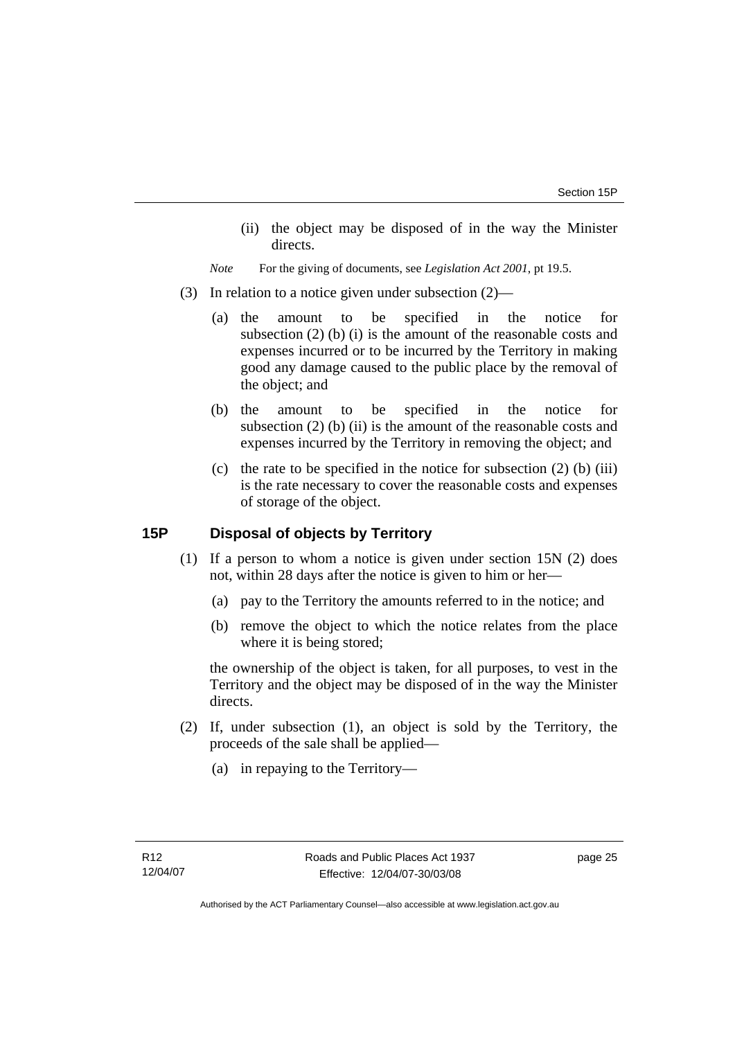(ii) the object may be disposed of in the way the Minister directs.

*Note* For the giving of documents, see *Legislation Act 2001*, pt 19.5.

(3) In relation to a notice given under subsection (2)—

(a) the amount to be specified in the notice for subsection (2) (b) (i) is the amount of the reasonable costs and expenses incurred or to be incurred by the Territory in making good any damage caused to the public place by the removal of the object; and

(b) the amount to be specified in the notice for subsection (2) (b) (ii) is the amount of the reasonable costs and expenses incurred by the Territory in removing the object; and

(c) the rate to be specified in the notice for subsection (2) (b) (iii) is the rate necessary to cover the reasonable costs and expenses of storage of the object.

## 15P Disposal of objects by Territory

(1) If a person to whom a notice is given under section 15N (2) does not, within 28 days after the notice is given to him or her—

(a) pay to the Territory the amounts referred to in the notice; and

(b) remove the object to which the notice relates from the place where it is being stored;

the ownership of the object is taken, for all purposes, to vest in the Territory and the object may be disposed of in the way the Minister directs.

(2) If, under subsection (1), an object is sold by the Territory, the proceeds of the sale shall be applied—

(a) in repaying to the Territory—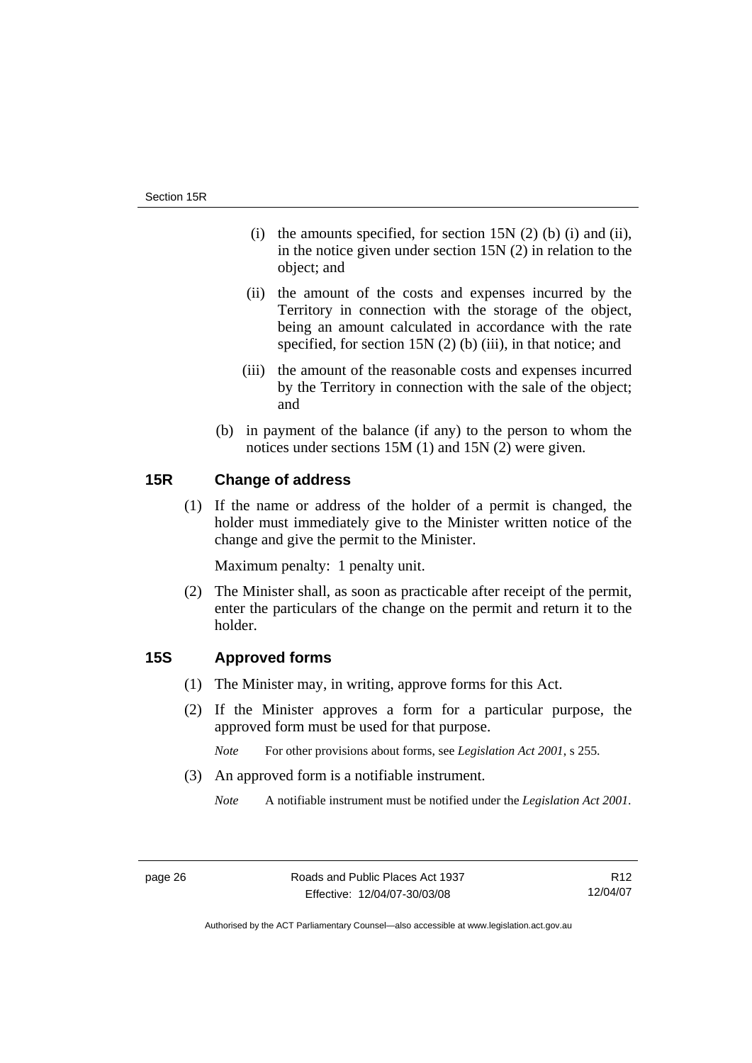(i) the amounts specified, for section 15N (2) (b) (i) and (ii), in the notice given under section 15N (2) in relation to the object; and

(ii) the amount of the costs and expenses incurred by the Territory in connection with the storage of the object, being an amount calculated in accordance with the rate specified, for section 15N (2) (b) (iii), in that notice; and

(iii) the amount of the reasonable costs and expenses incurred by the Territory in connection with the sale of the object; and

(b) in payment of the balance (if any) to the person to whom the notices under sections 15M (1) and 15N (2) were given.

## 15R Change of address

(1) If the name or address of the holder of a permit is changed, the holder must immediately give to the Minister written notice of the change and give the permit to the Minister.

Maximum penalty: 1 penalty unit.

(2) The Minister shall, as soon as practicable after receipt of the permit, enter the particulars of the change on the permit and return it to the holder.

## 15S Approved forms

(1) The Minister may, in writing, approve forms for this Act.

(2) If the Minister approves a form for a particular purpose, the approved form must be used for that purpose.

*Note* For other provisions about forms, see *Legislation Act 2001*, s 255.

(3) An approved form is a notifiable instrument.

*Note* A notifiable instrument must be notified under the *Legislation Act 2001*.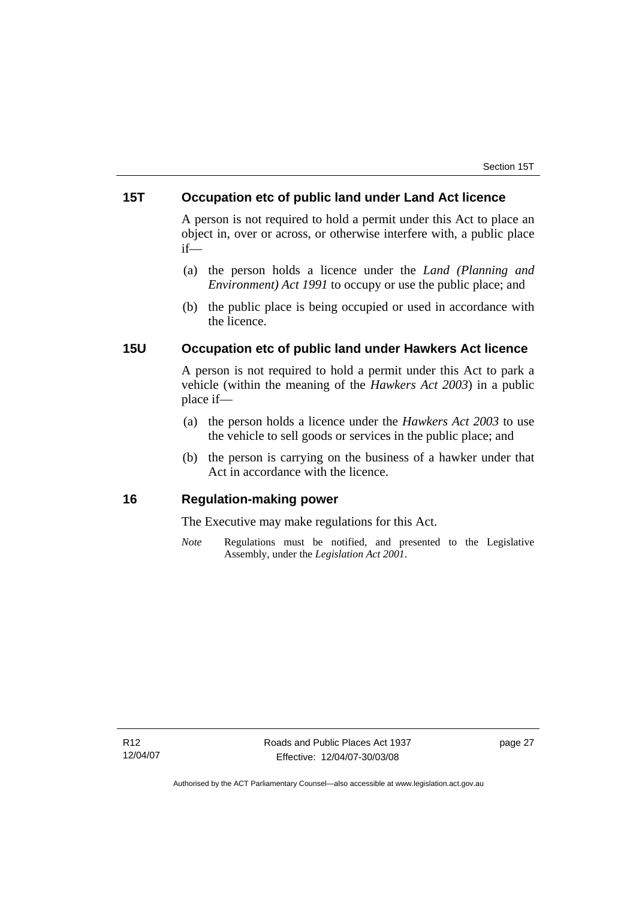## 15T Occupation etc of public land under Land Act licence

A person is not required to hold a permit under this Act to place an object in, over or across, or otherwise interfere with, a public place if—

(a) the person holds a licence under the *Land (Planning and Environment) Act 1991* to occupy or use the public place; and

(b) the public place is being occupied or used in accordance with the licence.

## 15U Occupation etc of public land under Hawkers Act licence

A person is not required to hold a permit under this Act to park a vehicle (within the meaning of the *Hawkers Act 2003*) in a public place if—

(a) the person holds a licence under the *Hawkers Act 2003* to use the vehicle to sell goods or services in the public place; and

(b) the person is carrying on the business of a hawker under that Act in accordance with the licence.

## 16 Regulation-making power

The Executive may make regulations for this Act.

*Note* Regulations must be notified, and presented to the Legislative Assembly, under the *Legislation Act 2001*.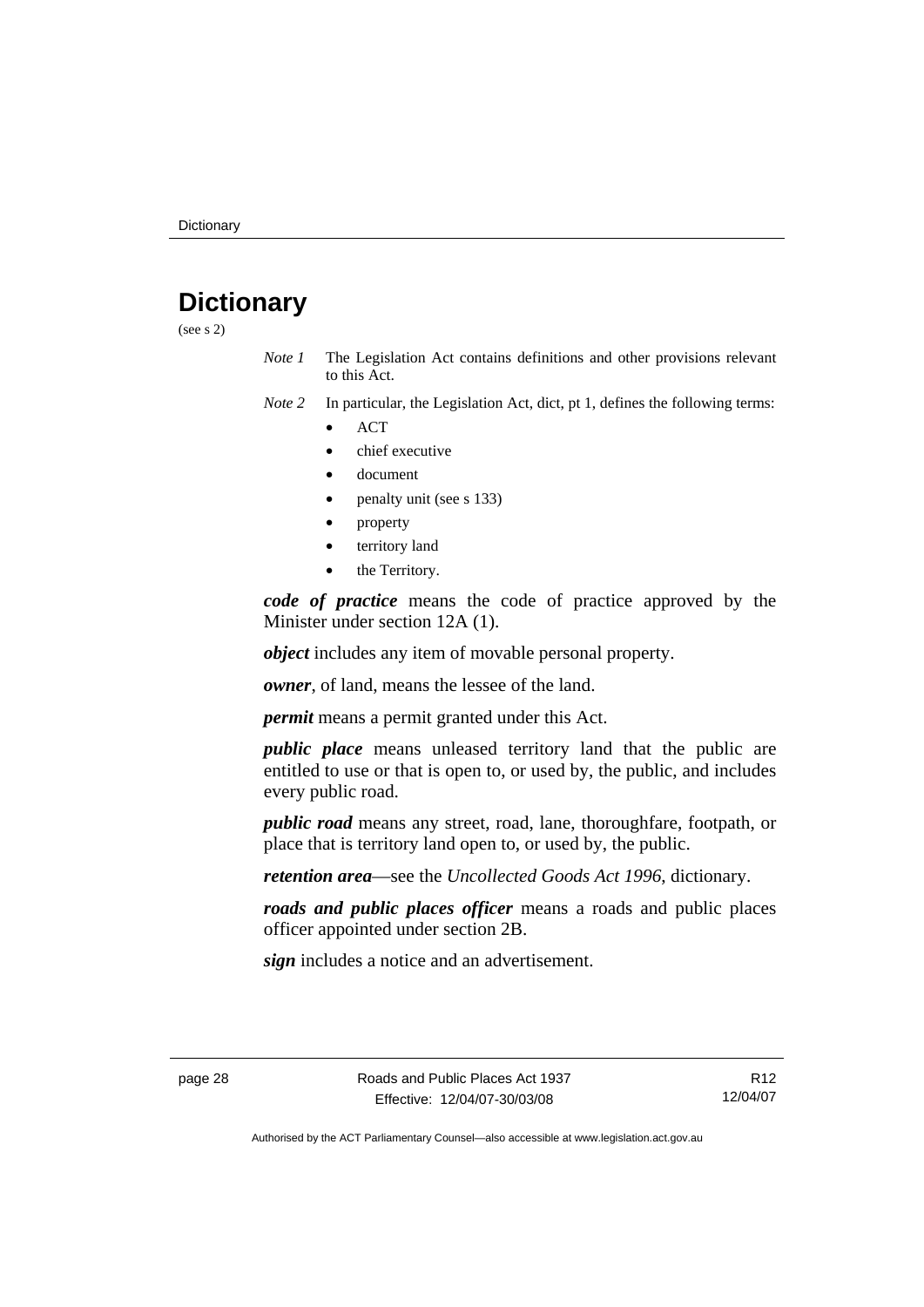# Dictionary

(see s 2)

*Note 1* The Legislation Act contains definitions and other provisions relevant to this Act.

*Note 2* In particular, the Legislation Act, dict, pt 1, defines the following terms:

- ACT
- chief executive
- document
- penalty unit (see s 133)
- property
- territory land
- the Territory.

***code of practice*** means the code of practice approved by the Minister under section 12A (1).

***object*** includes any item of movable personal property.

***owner***, of land, means the lessee of the land.

***permit*** means a permit granted under this Act.

***public place*** means unleased territory land that the public are entitled to use or that is open to, or used by, the public, and includes every public road.

***public road*** means any street, road, lane, thoroughfare, footpath, or place that is territory land open to, or used by, the public.

***retention area***—see the *Uncollected Goods Act 1996*, dictionary.

***roads and public places officer*** means a roads and public places officer appointed under section 2B.

***sign*** includes a notice and an advertisement.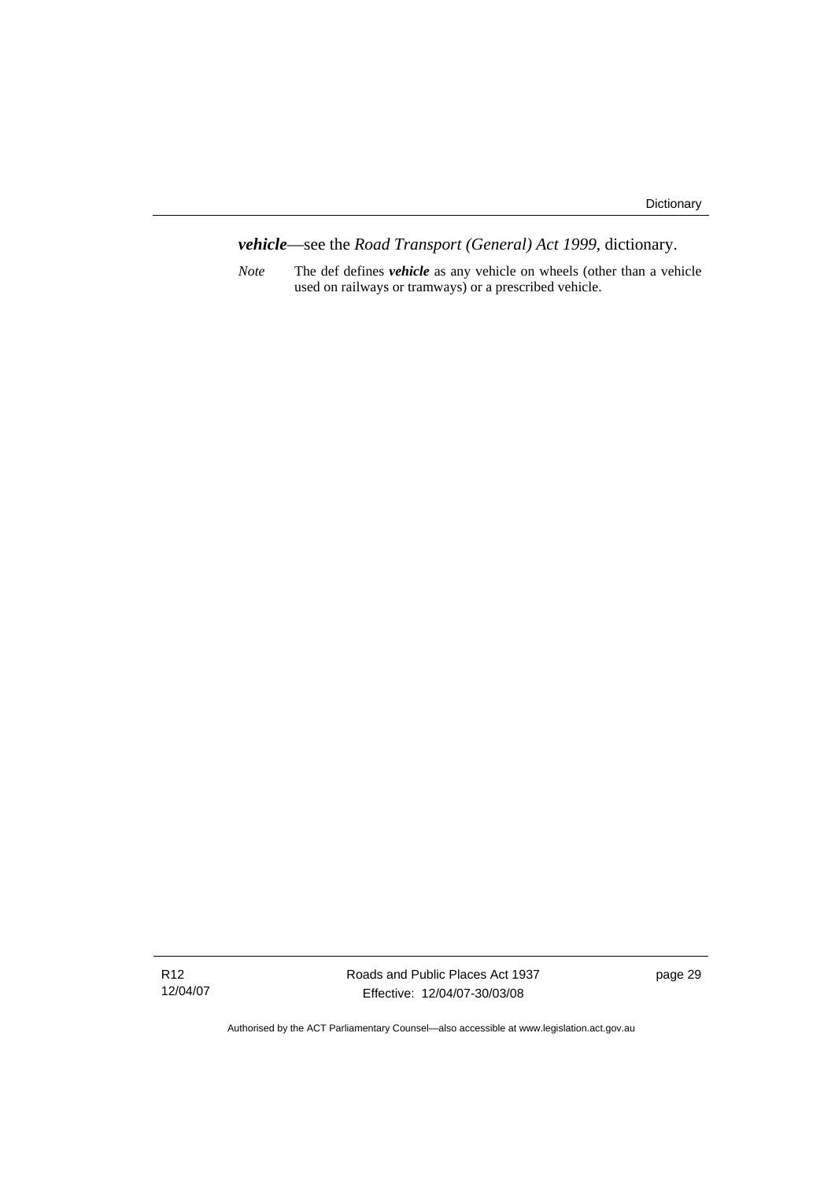***vehicle***—see the *Road Transport (General) Act 1999*, dictionary.

*Note* The def defines ***vehicle*** as any vehicle on wheels (other than a vehicle used on railways or tramways) or a prescribed vehicle.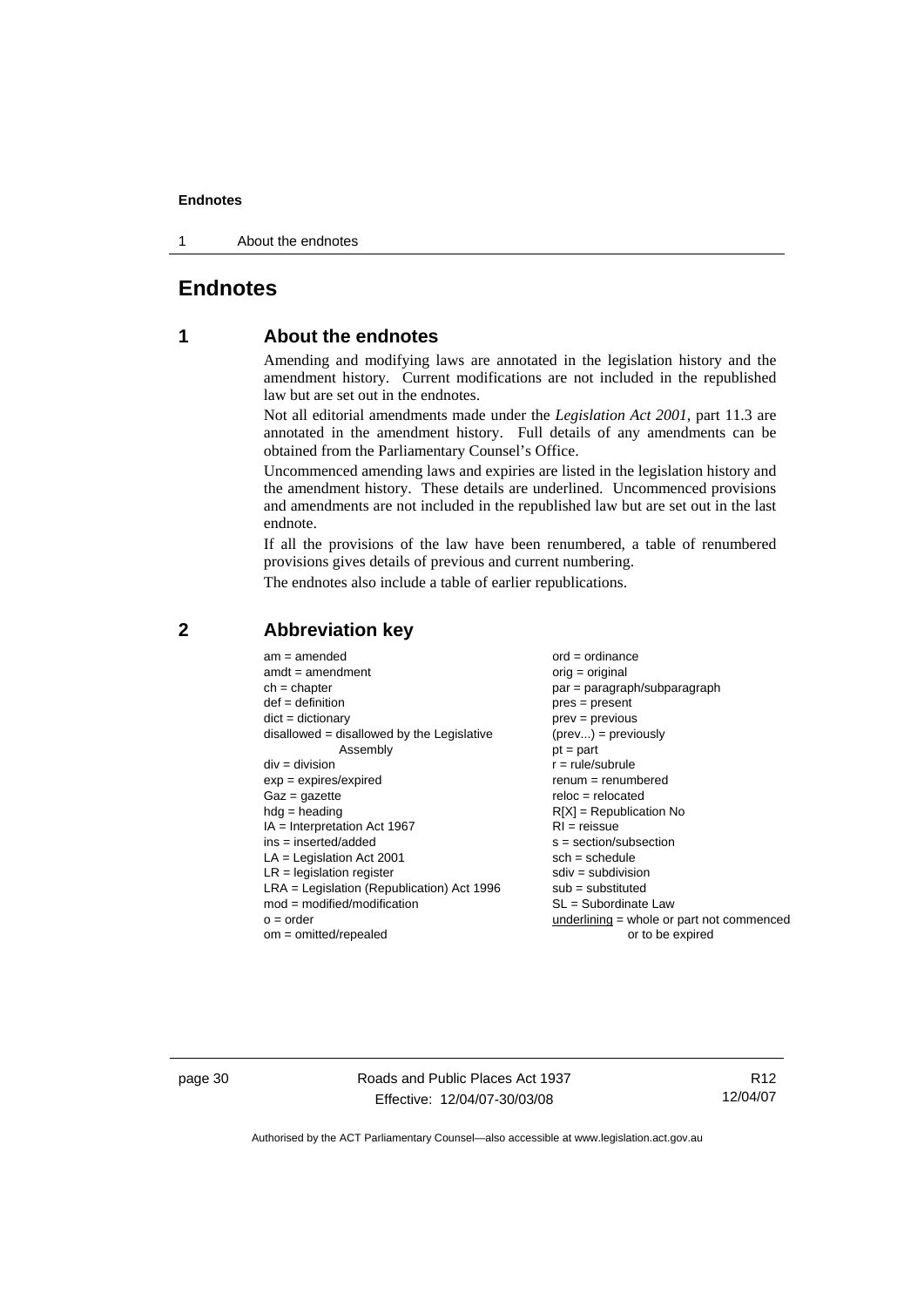# Endnotes

## 1 About the endnotes

Amending and modifying laws are annotated in the legislation history and the amendment history. Current modifications are not included in the republished law but are set out in the endnotes.

Not all editorial amendments made under the *Legislation Act 2001*, part 11.3 are annotated in the amendment history. Full details of any amendments can be obtained from the Parliamentary Counsel's Office.

Uncommenced amending laws and expiries are listed in the legislation history and the amendment history. These details are underlined. Uncommenced provisions and amendments are not included in the republished law but are set out in the last endnote.

If all the provisions of the law have been renumbered, a table of renumbered provisions gives details of previous and current numbering.

The endnotes also include a table of earlier republications.

## 2 Abbreviation key

am = amended
amdt = amendment
ch = chapter
def = definition
dict = dictionary
disallowed = disallowed by the Legislative Assembly
div = division
exp = expires/expired
Gaz = gazette
hdg = heading
IA = Interpretation Act 1967
ins = inserted/added
LA = Legislation Act 2001
LR = legislation register
LRA = Legislation (Republication) Act 1996
mod = modified/modification
o = order
om = omitted/repealed
ord = ordinance
orig = original
par = paragraph/subparagraph
pres = present
prev = previous
(prev...) = previously
pt = part
r = rule/subrule
renum = renumbered
reloc = relocated
R[X] = Republication No
RI = reissue
s = section/subsection
sch = schedule
sdiv = subdivision
sub = substituted
SL = Subordinate Law
underlining = whole or part not commenced or to be expired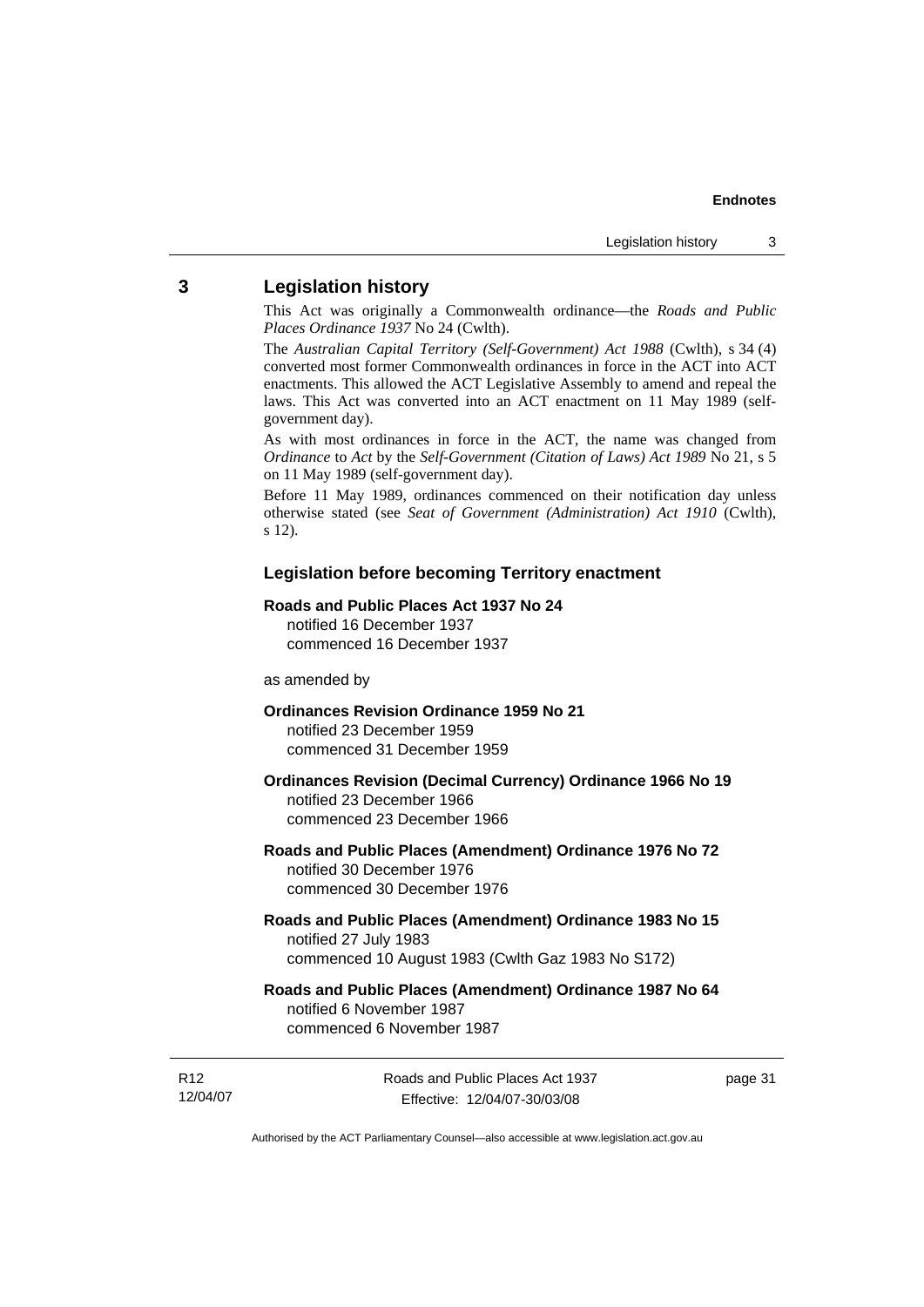## 3 Legislation history

This Act was originally a Commonwealth ordinance—the *Roads and Public Places Ordinance 1937* No 24 (Cwlth).

The *Australian Capital Territory (Self-Government) Act 1988* (Cwlth), s 34 (4) converted most former Commonwealth ordinances in force in the ACT into ACT enactments. This allowed the ACT Legislative Assembly to amend and repeal the laws. This Act was converted into an ACT enactment on 11 May 1989 (self-government day).

As with most ordinances in force in the ACT, the name was changed from *Ordinance* to *Act* by the *Self-Government (Citation of Laws) Act 1989* No 21, s 5 on 11 May 1989 (self-government day).

Before 11 May 1989, ordinances commenced on their notification day unless otherwise stated (see *Seat of Government (Administration) Act 1910* (Cwlth), s 12).

### Legislation before becoming Territory enactment

**Roads and Public Places Act 1937 No 24**
notified 16 December 1937
commenced 16 December 1937

as amended by

**Ordinances Revision Ordinance 1959 No 21**
notified 23 December 1959
commenced 31 December 1959

**Ordinances Revision (Decimal Currency) Ordinance 1966 No 19**
notified 23 December 1966
commenced 23 December 1966

**Roads and Public Places (Amendment) Ordinance 1976 No 72**
notified 30 December 1976
commenced 30 December 1976

**Roads and Public Places (Amendment) Ordinance 1983 No 15**
notified 27 July 1983
commenced 10 August 1983 (Cwlth Gaz 1983 No S172)

**Roads and Public Places (Amendment) Ordinance 1987 No 64**
notified 6 November 1987
commenced 6 November 1987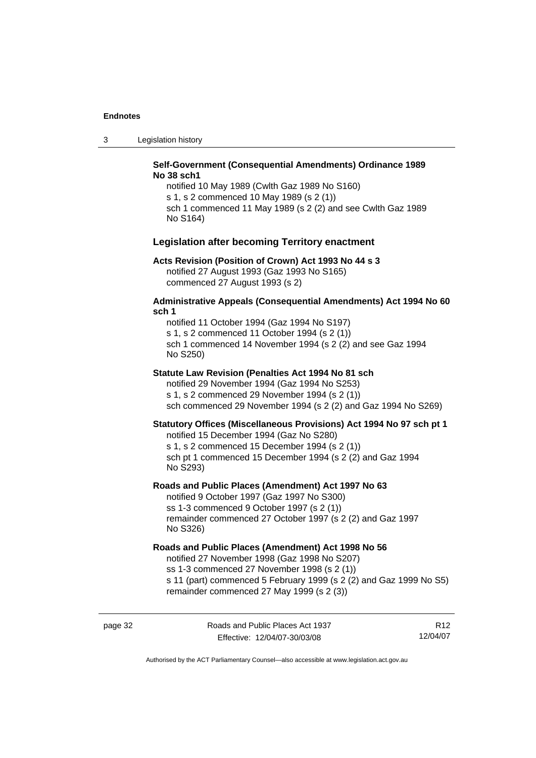**Self-Government (Consequential Amendments) Ordinance 1989 No 38 sch1**

notified 10 May 1989 (Cwlth Gaz 1989 No S160)
s 1, s 2 commenced 10 May 1989 (s 2 (1))
sch 1 commenced 11 May 1989 (s 2 (2) and see Cwlth Gaz 1989 No S164)

## Legislation after becoming Territory enactment

**Acts Revision (Position of Crown) Act 1993 No 44 s 3**

notified 27 August 1993 (Gaz 1993 No S165)
commenced 27 August 1993 (s 2)

**Administrative Appeals (Consequential Amendments) Act 1994 No 60 sch 1**

notified 11 October 1994 (Gaz 1994 No S197)
s 1, s 2 commenced 11 October 1994 (s 2 (1))
sch 1 commenced 14 November 1994 (s 2 (2) and see Gaz 1994 No S250)

**Statute Law Revision (Penalties Act 1994 No 81 sch**

notified 29 November 1994 (Gaz 1994 No S253)
s 1, s 2 commenced 29 November 1994 (s 2 (1))
sch commenced 29 November 1994 (s 2 (2) and Gaz 1994 No S269)

**Statutory Offices (Miscellaneous Provisions) Act 1994 No 97 sch pt 1**

notified 15 December 1994 (Gaz No S280)
s 1, s 2 commenced 15 December 1994 (s 2 (1))
sch pt 1 commenced 15 December 1994 (s 2 (2) and Gaz 1994 No S293)

**Roads and Public Places (Amendment) Act 1997 No 63**

notified 9 October 1997 (Gaz 1997 No S300)
ss 1-3 commenced 9 October 1997 (s 2 (1))
remainder commenced 27 October 1997 (s 2 (2) and Gaz 1997 No S326)

**Roads and Public Places (Amendment) Act 1998 No 56**

notified 27 November 1998 (Gaz 1998 No S207)
ss 1-3 commenced 27 November 1998 (s 2 (1))
s 11 (part) commenced 5 February 1999 (s 2 (2) and Gaz 1999 No S5)
remainder commenced 27 May 1999 (s 2 (3))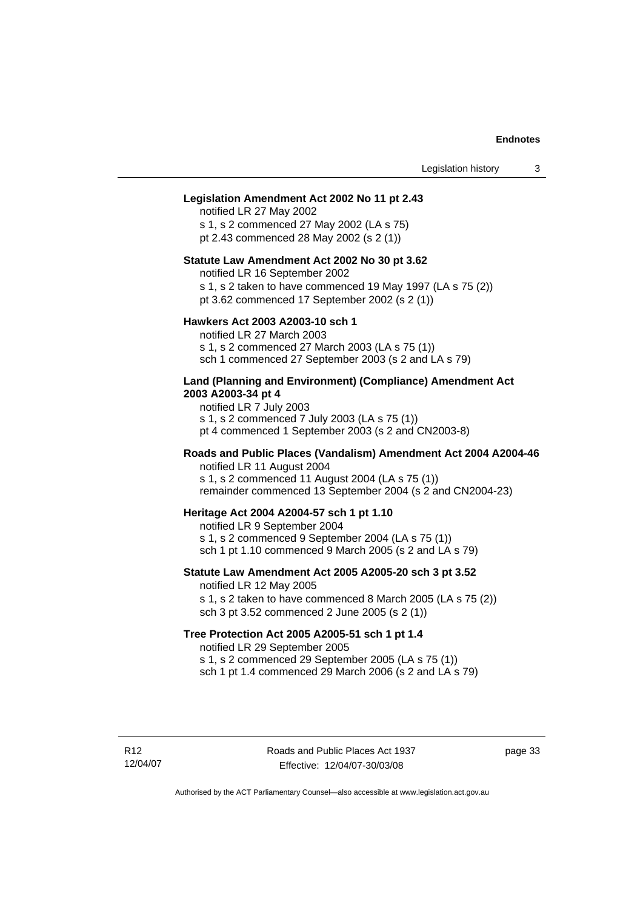**Legislation Amendment Act 2002 No 11 pt 2.43**

notified LR 27 May 2002
s 1, s 2 commenced 27 May 2002 (LA s 75)
pt 2.43 commenced 28 May 2002 (s 2 (1))

**Statute Law Amendment Act 2002 No 30 pt 3.62**

notified LR 16 September 2002
s 1, s 2 taken to have commenced 19 May 1997 (LA s 75 (2))
pt 3.62 commenced 17 September 2002 (s 2 (1))

**Hawkers Act 2003 A2003-10 sch 1**

notified LR 27 March 2003
s 1, s 2 commenced 27 March 2003 (LA s 75 (1))
sch 1 commenced 27 September 2003 (s 2 and LA s 79)

**Land (Planning and Environment) (Compliance) Amendment Act 2003 A2003-34 pt 4**

notified LR 7 July 2003
s 1, s 2 commenced 7 July 2003 (LA s 75 (1))
pt 4 commenced 1 September 2003 (s 2 and CN2003-8)

**Roads and Public Places (Vandalism) Amendment Act 2004 A2004-46**

notified LR 11 August 2004
s 1, s 2 commenced 11 August 2004 (LA s 75 (1))
remainder commenced 13 September 2004 (s 2 and CN2004-23)

**Heritage Act 2004 A2004-57 sch 1 pt 1.10**

notified LR 9 September 2004
s 1, s 2 commenced 9 September 2004 (LA s 75 (1))
sch 1 pt 1.10 commenced 9 March 2005 (s 2 and LA s 79)

**Statute Law Amendment Act 2005 A2005-20 sch 3 pt 3.52**

notified LR 12 May 2005
s 1, s 2 taken to have commenced 8 March 2005 (LA s 75 (2))
sch 3 pt 3.52 commenced 2 June 2005 (s 2 (1))

**Tree Protection Act 2005 A2005-51 sch 1 pt 1.4**

notified LR 29 September 2005
s 1, s 2 commenced 29 September 2005 (LA s 75 (1))
sch 1 pt 1.4 commenced 29 March 2006 (s 2 and LA s 79)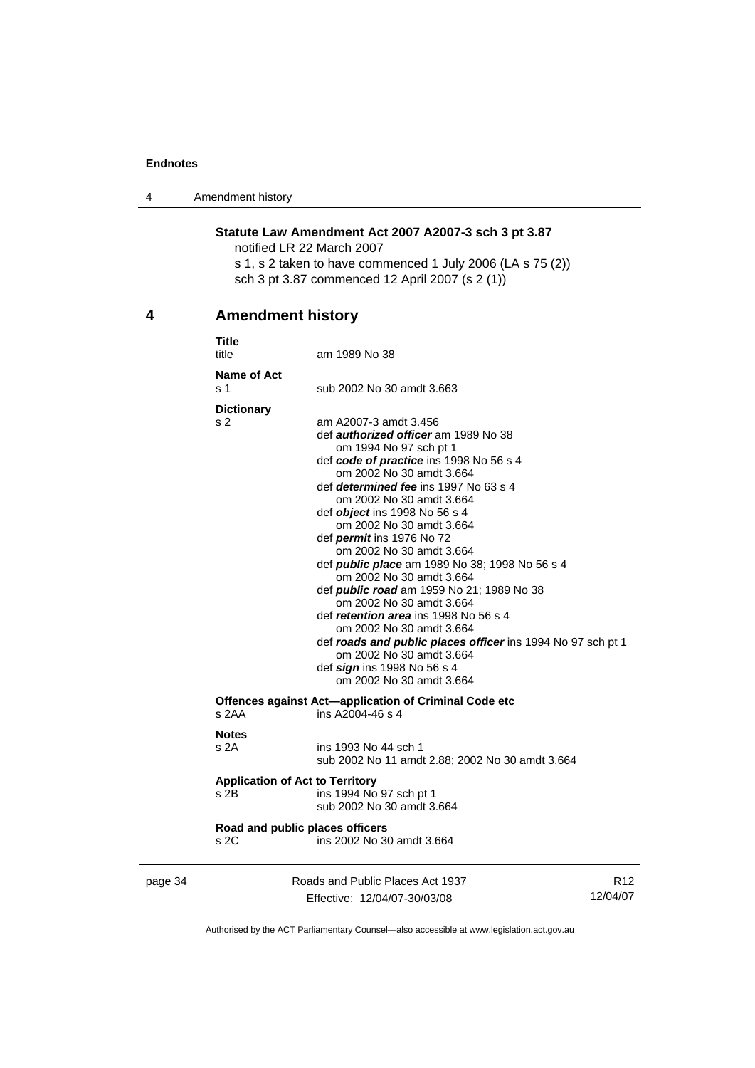**Statute Law Amendment Act 2007 A2007-3 sch 3 pt 3.87**
notified LR 22 March 2007
s 1, s 2 taken to have commenced 1 July 2006 (LA s 75 (2))
sch 3 pt 3.87 commenced 12 April 2007 (s 2 (1))

## 4 Amendment history

**Title**
title — am 1989 No 38

**Name of Act**
s 1 — sub 2002 No 30 amdt 3.663

**Dictionary**
s 2 — am A2007-3 amdt 3.456
def ***authorized officer*** am 1989 No 38
om 1994 No 97 sch pt 1
def ***code of practice*** ins 1998 No 56 s 4
om 2002 No 30 amdt 3.664
def ***determined fee*** ins 1997 No 63 s 4
om 2002 No 30 amdt 3.664
def ***object*** ins 1998 No 56 s 4
om 2002 No 30 amdt 3.664
def ***permit*** ins 1976 No 72
om 2002 No 30 amdt 3.664
def ***public place*** am 1989 No 38; 1998 No 56 s 4
om 2002 No 30 amdt 3.664
def ***public road*** am 1959 No 21; 1989 No 38
om 2002 No 30 amdt 3.664
def ***retention area*** ins 1998 No 56 s 4
om 2002 No 30 amdt 3.664
def ***roads and public places officer*** ins 1994 No 97 sch pt 1
om 2002 No 30 amdt 3.664
def ***sign*** ins 1998 No 56 s 4
om 2002 No 30 amdt 3.664

**Offences against Act—application of Criminal Code etc**
s 2AA — ins A2004-46 s 4

**Notes**
s 2A — ins 1993 No 44 sch 1
sub 2002 No 11 amdt 2.88; 2002 No 30 amdt 3.664

**Application of Act to Territory**
s 2B — ins 1994 No 97 sch pt 1
sub 2002 No 30 amdt 3.664

**Road and public places officers**
s 2C — ins 2002 No 30 amdt 3.664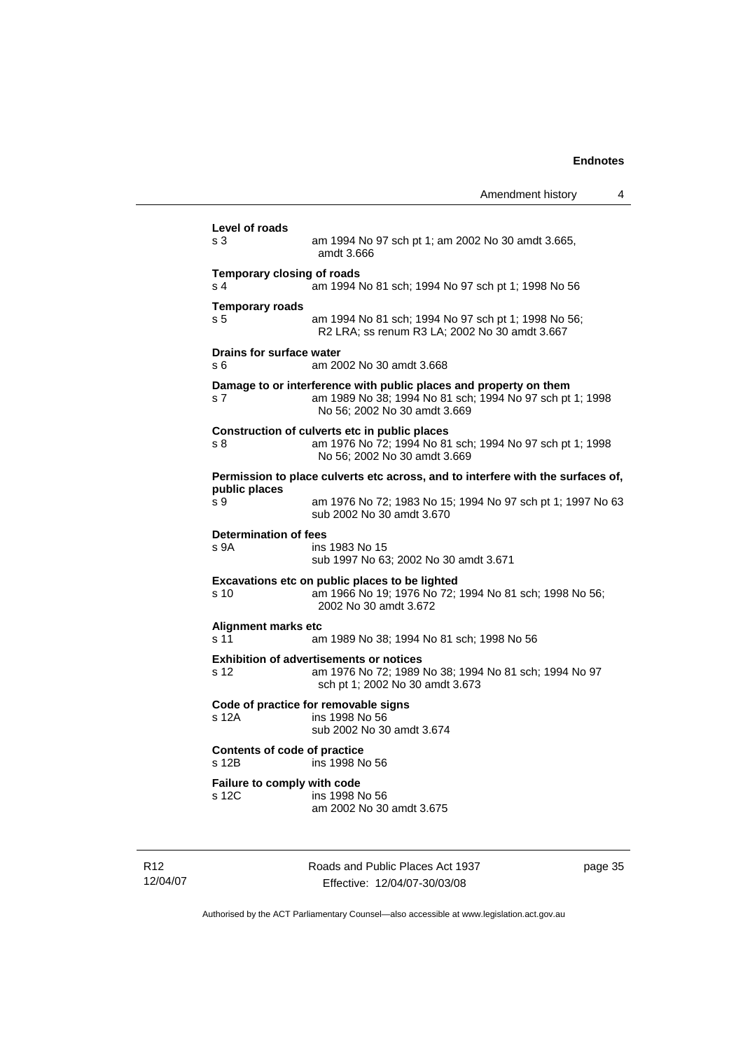**Level of roads**

s 3 am 1994 No 97 sch pt 1; am 2002 No 30 amdt 3.665, amdt 3.666

**Temporary closing of roads**

s 4 am 1994 No 81 sch; 1994 No 97 sch pt 1; 1998 No 56

**Temporary roads**

s 5 am 1994 No 81 sch; 1994 No 97 sch pt 1; 1998 No 56; R2 LRA; ss renum R3 LA; 2002 No 30 amdt 3.667

**Drains for surface water**

s 6 am 2002 No 30 amdt 3.668

**Damage to or interference with public places and property on them**

s 7 am 1989 No 38; 1994 No 81 sch; 1994 No 97 sch pt 1; 1998 No 56; 2002 No 30 amdt 3.669

**Construction of culverts etc in public places**

s 8 am 1976 No 72; 1994 No 81 sch; 1994 No 97 sch pt 1; 1998 No 56; 2002 No 30 amdt 3.669

**Permission to place culverts etc across, and to interfere with the surfaces of, public places**

s 9 am 1976 No 72; 1983 No 15; 1994 No 97 sch pt 1; 1997 No 63 sub 2002 No 30 amdt 3.670

**Determination of fees**

s 9A ins 1983 No 15
sub 1997 No 63; 2002 No 30 amdt 3.671

**Excavations etc on public places to be lighted**

s 10 am 1966 No 19; 1976 No 72; 1994 No 81 sch; 1998 No 56; 2002 No 30 amdt 3.672

**Alignment marks etc**

s 11 am 1989 No 38; 1994 No 81 sch; 1998 No 56

**Exhibition of advertisements or notices**

s 12 am 1976 No 72; 1989 No 38; 1994 No 81 sch; 1994 No 97 sch pt 1; 2002 No 30 amdt 3.673

**Code of practice for removable signs**

s 12A ins 1998 No 56
sub 2002 No 30 amdt 3.674

**Contents of code of practice**

s 12B ins 1998 No 56

**Failure to comply with code**

s 12C ins 1998 No 56
am 2002 No 30 amdt 3.675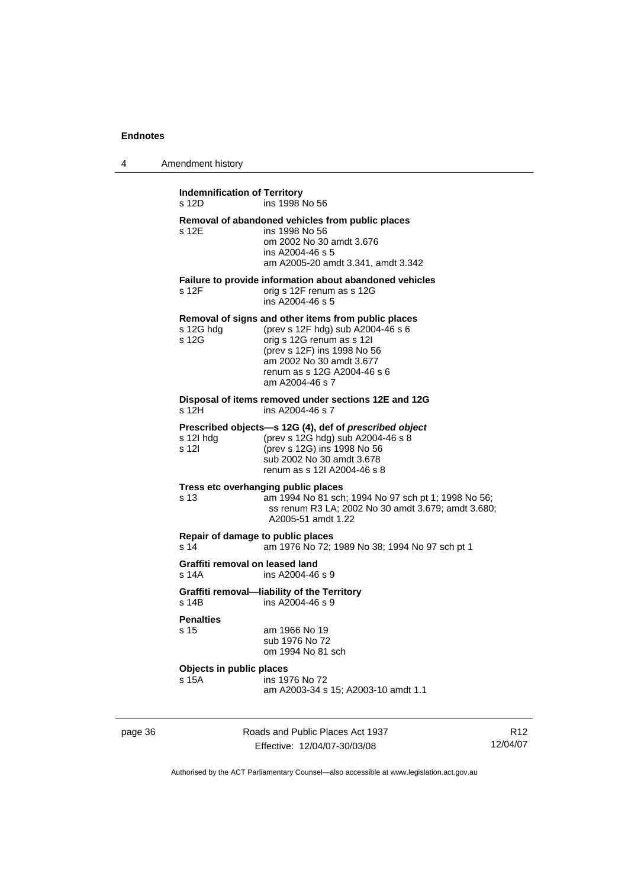**Indemnification of Territory**

s 12D ins 1998 No 56

**Removal of abandoned vehicles from public places**

s 12E ins 1998 No 56
om 2002 No 30 amdt 3.676
ins A2004-46 s 5
am A2005-20 amdt 3.341, amdt 3.342

**Failure to provide information about abandoned vehicles**

s 12F orig s 12F renum as s 12G
ins A2004-46 s 5

**Removal of signs and other items from public places**

s 12G hdg (prev s 12F hdg) sub A2004-46 s 6
s 12G orig s 12G renum as s 12I
(prev s 12F) ins 1998 No 56
am 2002 No 30 amdt 3.677
renum as s 12G A2004-46 s 6
am A2004-46 s 7

**Disposal of items removed under sections 12E and 12G**

s 12H ins A2004-46 s 7

**Prescribed objects—s 12G (4), def of *prescribed object***

s 12I hdg (prev s 12G hdg) sub A2004-46 s 8
s 12I (prev s 12G) ins 1998 No 56
sub 2002 No 30 amdt 3.678
renum as s 12I A2004-46 s 8

**Tress etc overhanging public places**

s 13 am 1994 No 81 sch; 1994 No 97 sch pt 1; 1998 No 56; ss renum R3 LA; 2002 No 30 amdt 3.679; amdt 3.680; A2005-51 amdt 1.22

**Repair of damage to public places**

s 14 am 1976 No 72; 1989 No 38; 1994 No 97 sch pt 1

**Graffiti removal on leased land**

s 14A ins A2004-46 s 9

**Graffiti removal—liability of the Territory**

s 14B ins A2004-46 s 9

**Penalties**

s 15 am 1966 No 19
sub 1976 No 72
om 1994 No 81 sch

**Objects in public places**

s 15A ins 1976 No 72
am A2003-34 s 15; A2003-10 amdt 1.1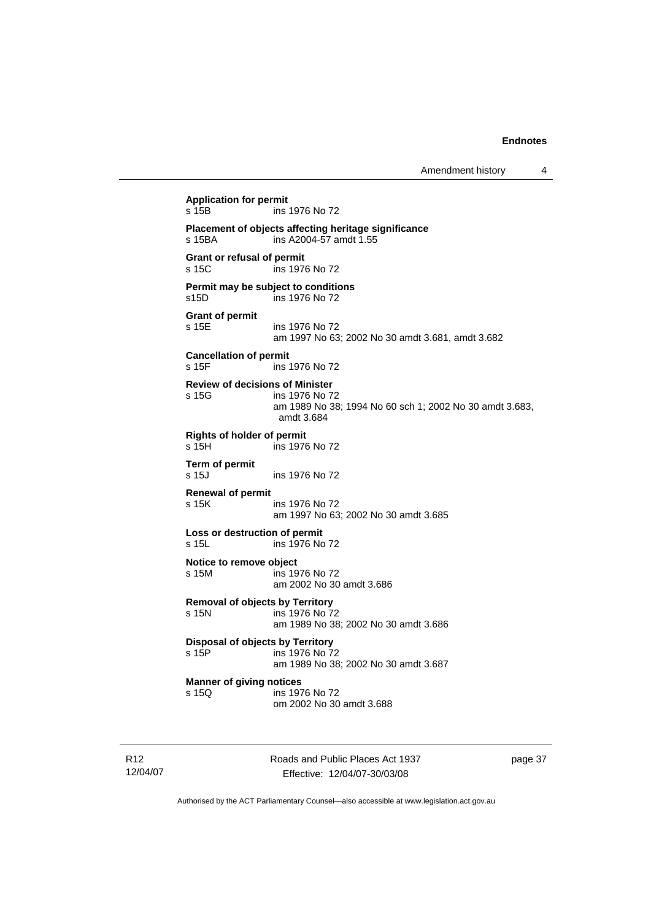**Application for permit**
s 15B ins 1976 No 72

**Placement of objects affecting heritage significance**
s 15BA ins A2004-57 amdt 1.55

**Grant or refusal of permit**
s 15C ins 1976 No 72

**Permit may be subject to conditions**
s15D ins 1976 No 72

**Grant of permit**
s 15E ins 1976 No 72
am 1997 No 63; 2002 No 30 amdt 3.681, amdt 3.682

**Cancellation of permit**
s 15F ins 1976 No 72

**Review of decisions of Minister**
s 15G ins 1976 No 72
am 1989 No 38; 1994 No 60 sch 1; 2002 No 30 amdt 3.683, amdt 3.684

**Rights of holder of permit**
s 15H ins 1976 No 72

**Term of permit**
s 15J ins 1976 No 72

**Renewal of permit**
s 15K ins 1976 No 72
am 1997 No 63; 2002 No 30 amdt 3.685

**Loss or destruction of permit**
s 15L ins 1976 No 72

**Notice to remove object**
s 15M ins 1976 No 72
am 2002 No 30 amdt 3.686

**Removal of objects by Territory**
s 15N ins 1976 No 72
am 1989 No 38; 2002 No 30 amdt 3.686

**Disposal of objects by Territory**
s 15P ins 1976 No 72
am 1989 No 38; 2002 No 30 amdt 3.687

**Manner of giving notices**
s 15Q ins 1976 No 72
om 2002 No 30 amdt 3.688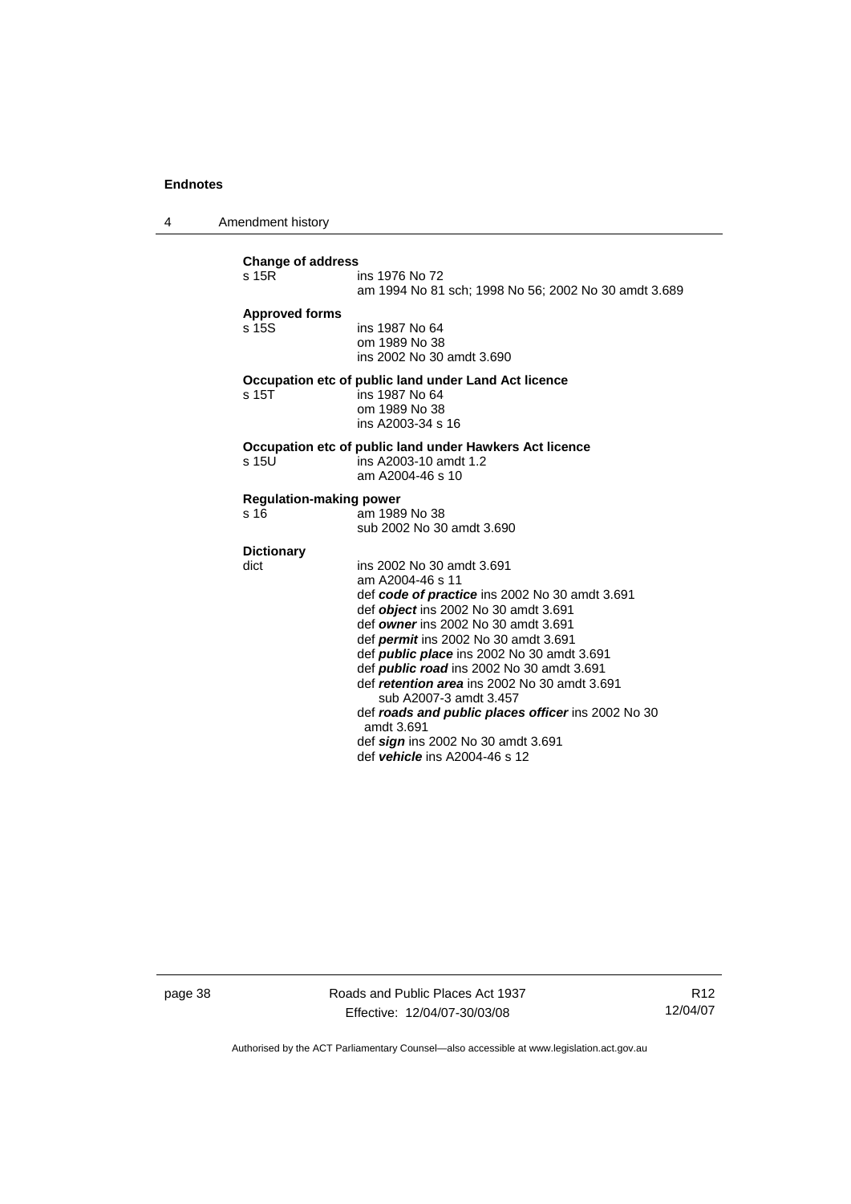**Change of address**

s 15R ins 1976 No 72
am 1994 No 81 sch; 1998 No 56; 2002 No 30 amdt 3.689

**Approved forms**

s 15S ins 1987 No 64
om 1989 No 38
ins 2002 No 30 amdt 3.690

**Occupation etc of public land under Land Act licence**

s 15T ins 1987 No 64
om 1989 No 38
ins A2003-34 s 16

**Occupation etc of public land under Hawkers Act licence**

s 15U ins A2003-10 amdt 1.2
am A2004-46 s 10

**Regulation-making power**

s 16 am 1989 No 38
sub 2002 No 30 amdt 3.690

**Dictionary**

dict ins 2002 No 30 amdt 3.691
am A2004-46 s 11
def ***code of practice*** ins 2002 No 30 amdt 3.691
def ***object*** ins 2002 No 30 amdt 3.691
def ***owner*** ins 2002 No 30 amdt 3.691
def ***permit*** ins 2002 No 30 amdt 3.691
def ***public place*** ins 2002 No 30 amdt 3.691
def ***public road*** ins 2002 No 30 amdt 3.691
def ***retention area*** ins 2002 No 30 amdt 3.691
sub A2007-3 amdt 3.457
def ***roads and public places officer*** ins 2002 No 30 amdt 3.691
def ***sign*** ins 2002 No 30 amdt 3.691
def ***vehicle*** ins A2004-46 s 12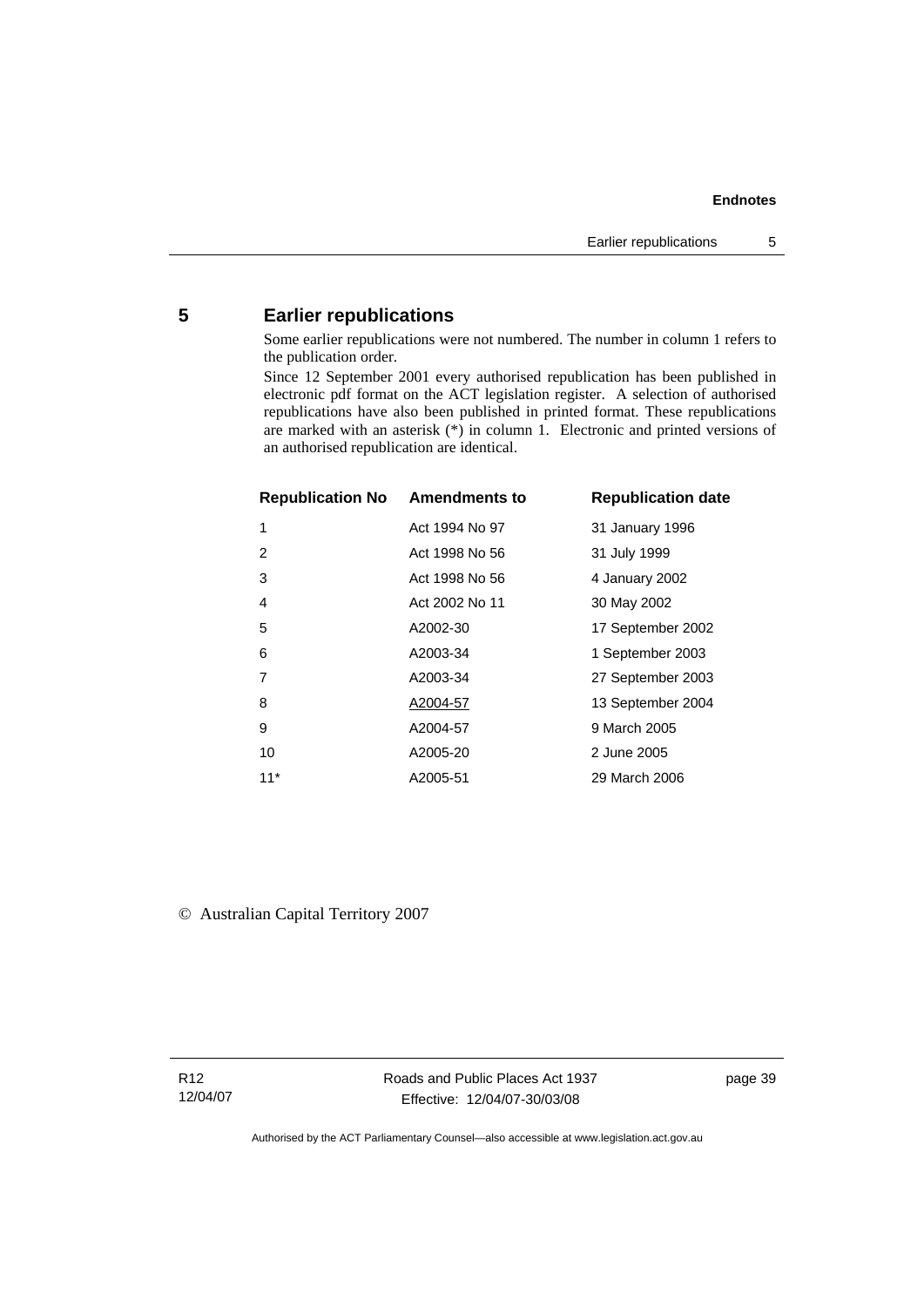## 5 Earlier republications

Some earlier republications were not numbered. The number in column 1 refers to the publication order.

Since 12 September 2001 every authorised republication has been published in electronic pdf format on the ACT legislation register. A selection of authorised republications have also been published in printed format. These republications are marked with an asterisk (*) in column 1. Electronic and printed versions of an authorised republication are identical.

| Republication No | Amendments to | Republication date |
|---|---|---|
| 1 | Act 1994 No 97 | 31 January 1996 |
| 2 | Act 1998 No 56 | 31 July 1999 |
| 3 | Act 1998 No 56 | 4 January 2002 |
| 4 | Act 2002 No 11 | 30 May 2002 |
| 5 | A2002-30 | 17 September 2002 |
| 6 | A2003-34 | 1 September 2003 |
| 7 | A2003-34 | 27 September 2003 |
| 8 | A2004-57 | 13 September 2004 |
| 9 | A2004-57 | 9 March 2005 |
| 10 | A2005-20 | 2 June 2005 |
| 11* | A2005-51 | 29 March 2006 |

© Australian Capital Territory 2007